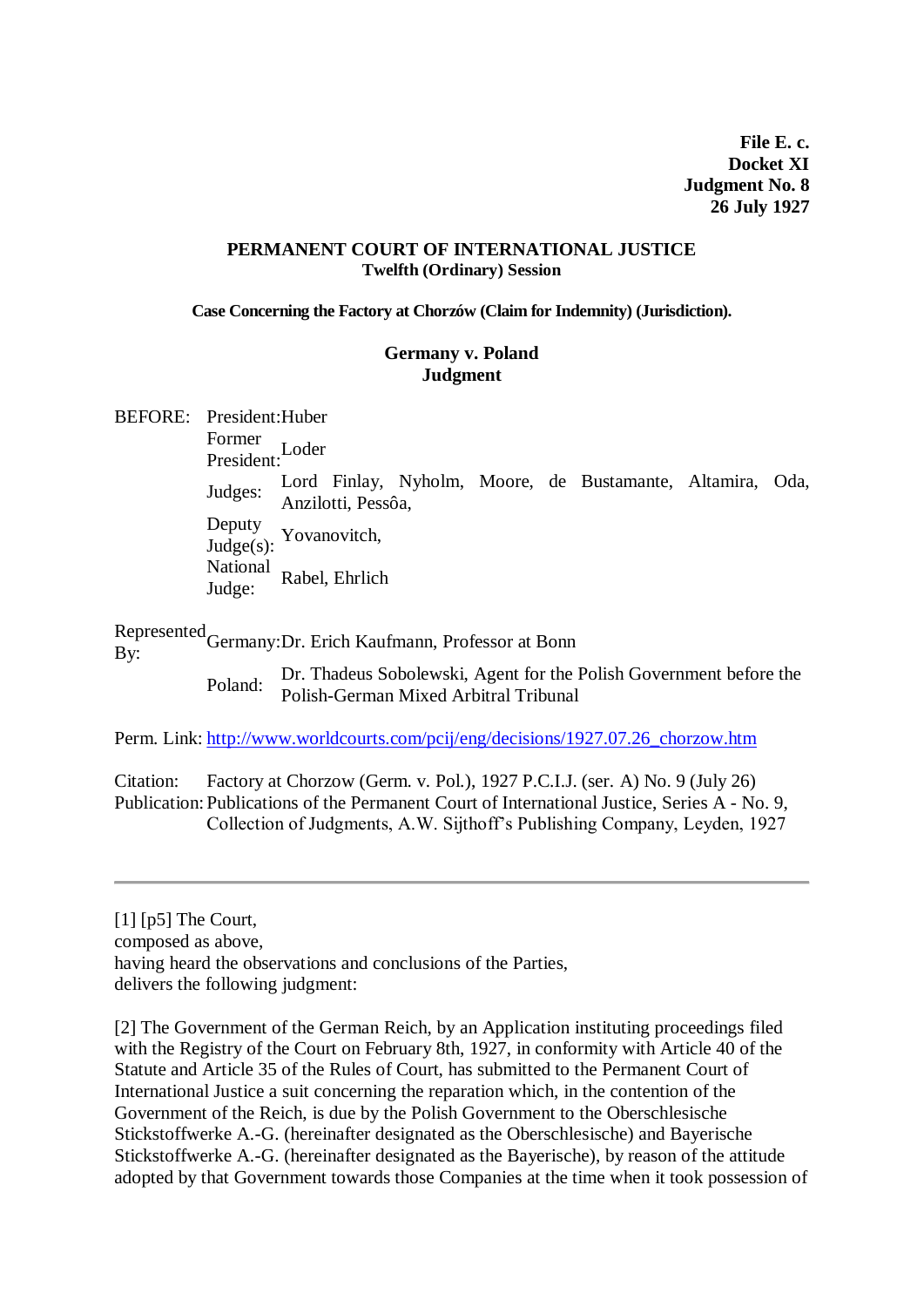**File E. c.**
**Docket XI**
**Judgment No. 8**
**26 July 1927**

# PERMANENT COURT OF INTERNATIONAL JUSTICE

**Twelfth (Ordinary) Session**

**Case Concerning the Factory at Chorzów (Claim for Indemnity) (Jurisdiction).**

## Germany v. Poland
## Judgment

| BEFORE: | | |
|---|---|---|
| | President: | Huber |
| | Former President: | Loder |
| | Judges: | Lord Finlay, Nyholm, Moore, de Bustamante, Altamira, Oda, Anzilotti, Pessôa, |
| | Deputy Judge(s): | Yovanovitch, |
| | National Judge: | Rabel, Ehrlich |

| Represented By: | Germany: | Dr. Erich Kaufmann, Professor at Bonn |
|---|---|---|
| | Poland: | Dr. Thadeus Sobolewski, Agent for the Polish Government before the Polish-German Mixed Arbitral Tribunal |

Perm. Link: http://www.worldcourts.com/pcij/eng/decisions/1927.07.26_chorzow.htm

Citation: Factory at Chorzow (Germ. v. Pol.), 1927 P.C.I.J. (ser. A) No. 9 (July 26)
Publication: Publications of the Permanent Court of International Justice, Series A - No. 9, Collection of Judgments, A.W. Sijthoff's Publishing Company, Leyden, 1927

---

[1] [p5] The Court,
composed as above,
having heard the observations and conclusions of the Parties,
delivers the following judgment:

[2] The Government of the German Reich, by an Application instituting proceedings filed with the Registry of the Court on February 8th, 1927, in conformity with Article 40 of the Statute and Article 35 of the Rules of Court, has submitted to the Permanent Court of International Justice a suit concerning the reparation which, in the contention of the Government of the Reich, is due by the Polish Government to the Oberschlesische Stickstoffwerke A.-G. (hereinafter designated as the Oberschlesische) and Bayerische Stickstoffwerke A.-G. (hereinafter designated as the Bayerische), by reason of the attitude adopted by that Government towards those Companies at the time when it took possession of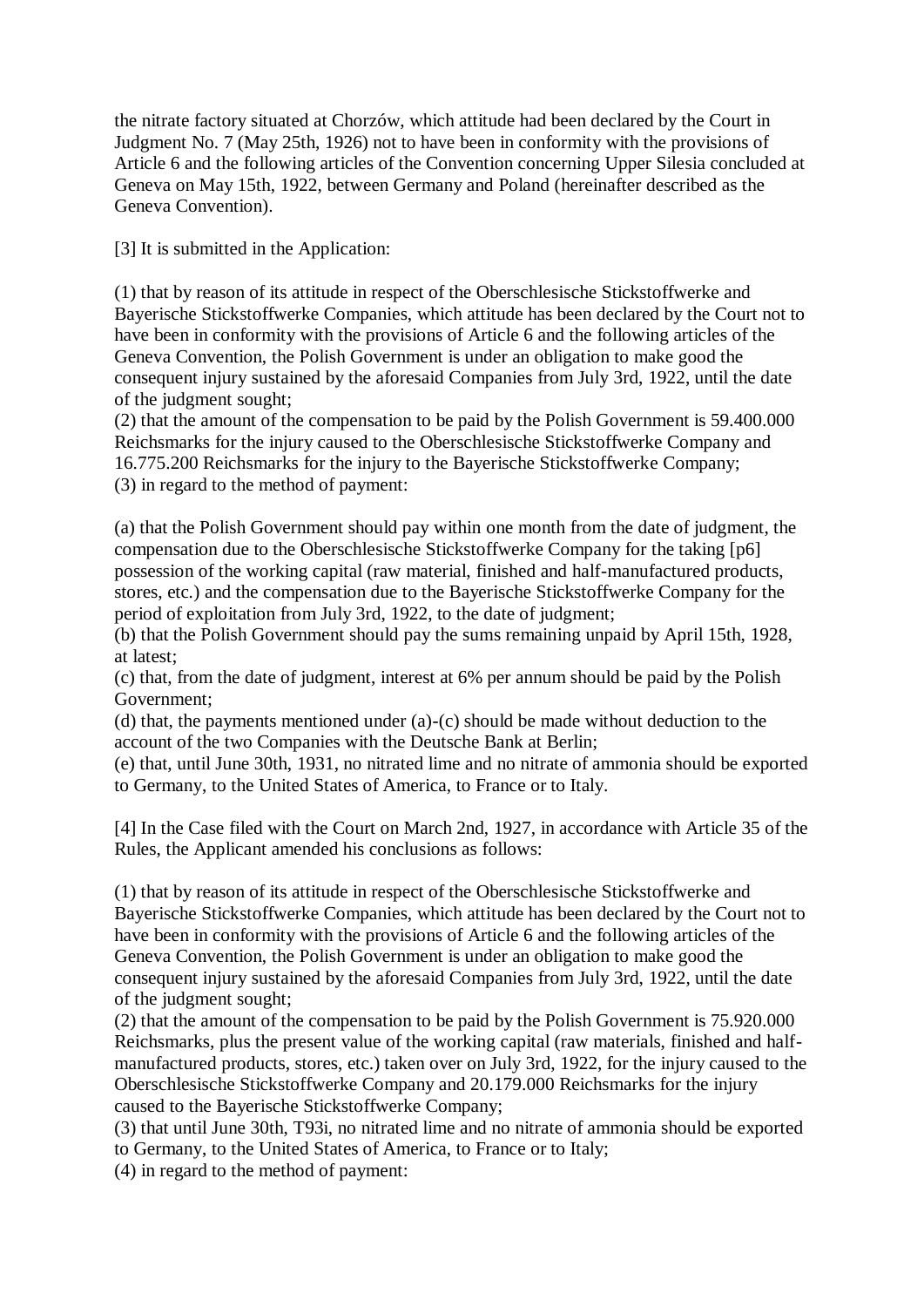the nitrate factory situated at Chorzów, which attitude had been declared by the Court in Judgment No. 7 (May 25th, 1926) not to have been in conformity with the provisions of Article 6 and the following articles of the Convention concerning Upper Silesia concluded at Geneva on May 15th, 1922, between Germany and Poland (hereinafter described as the Geneva Convention).

[3] It is submitted in the Application:

(1) that by reason of its attitude in respect of the Oberschlesische Stickstoffwerke and Bayerische Stickstoffwerke Companies, which attitude has been declared by the Court not to have been in conformity with the provisions of Article 6 and the following articles of the Geneva Convention, the Polish Government is under an obligation to make good the consequent injury sustained by the aforesaid Companies from July 3rd, 1922, until the date of the judgment sought;
(2) that the amount of the compensation to be paid by the Polish Government is 59.400.000 Reichsmarks for the injury caused to the Oberschlesische Stickstoffwerke Company and 16.775.200 Reichsmarks for the injury to the Bayerische Stickstoffwerke Company;
(3) in regard to the method of payment:

(a) that the Polish Government should pay within one month from the date of judgment, the compensation due to the Oberschlesische Stickstoffwerke Company for the taking [p6] possession of the working capital (raw material, finished and half-manufactured products, stores, etc.) and the compensation due to the Bayerische Stickstoffwerke Company for the period of exploitation from July 3rd, 1922, to the date of judgment;
(b) that the Polish Government should pay the sums remaining unpaid by April 15th, 1928, at latest;
(c) that, from the date of judgment, interest at 6% per annum should be paid by the Polish Government;
(d) that, the payments mentioned under (a)-(c) should be made without deduction to the account of the two Companies with the Deutsche Bank at Berlin;
(e) that, until June 30th, 1931, no nitrated lime and no nitrate of ammonia should be exported to Germany, to the United States of America, to France or to Italy.

[4] In the Case filed with the Court on March 2nd, 1927, in accordance with Article 35 of the Rules, the Applicant amended his conclusions as follows:

(1) that by reason of its attitude in respect of the Oberschlesische Stickstoffwerke and Bayerische Stickstoffwerke Companies, which attitude has been declared by the Court not to have been in conformity with the provisions of Article 6 and the following articles of the Geneva Convention, the Polish Government is under an obligation to make good the consequent injury sustained by the aforesaid Companies from July 3rd, 1922, until the date of the judgment sought;
(2) that the amount of the compensation to be paid by the Polish Government is 75.920.000 Reichsmarks, plus the present value of the working capital (raw materials, finished and half-manufactured products, stores, etc.) taken over on July 3rd, 1922, for the injury caused to the Oberschlesische Stickstoffwerke Company and 20.179.000 Reichsmarks for the injury caused to the Bayerische Stickstoffwerke Company;
(3) that until June 30th, T93i, no nitrated lime and no nitrate of ammonia should be exported to Germany, to the United States of America, to France or to Italy;
(4) in regard to the method of payment: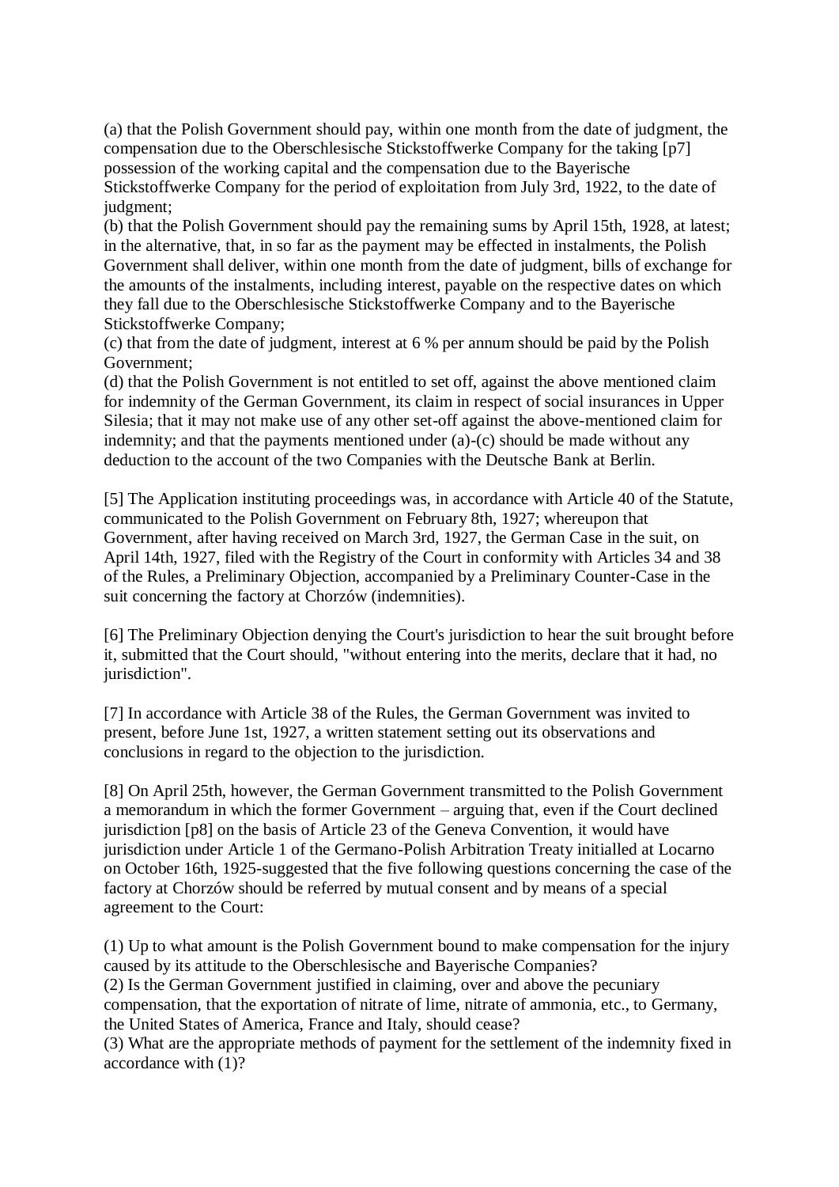(a) that the Polish Government should pay, within one month from the date of judgment, the compensation due to the Oberschlesische Stickstoffwerke Company for the taking [p7] possession of the working capital and the compensation due to the Bayerische Stickstoffwerke Company for the period of exploitation from July 3rd, 1922, to the date of judgment;

(b) that the Polish Government should pay the remaining sums by April 15th, 1928, at latest; in the alternative, that, in so far as the payment may be effected in instalments, the Polish Government shall deliver, within one month from the date of judgment, bills of exchange for the amounts of the instalments, including interest, payable on the respective dates on which they fall due to the Oberschlesische Stickstoffwerke Company and to the Bayerische Stickstoffwerke Company;

(c) that from the date of judgment, interest at 6 % per annum should be paid by the Polish Government;

(d) that the Polish Government is not entitled to set off, against the above mentioned claim for indemnity of the German Government, its claim in respect of social insurances in Upper Silesia; that it may not make use of any other set-off against the above-mentioned claim for indemnity; and that the payments mentioned under (a)-(c) should be made without any deduction to the account of the two Companies with the Deutsche Bank at Berlin.

[5] The Application instituting proceedings was, in accordance with Article 40 of the Statute, communicated to the Polish Government on February 8th, 1927; whereupon that Government, after having received on March 3rd, 1927, the German Case in the suit, on April 14th, 1927, filed with the Registry of the Court in conformity with Articles 34 and 38 of the Rules, a Preliminary Objection, accompanied by a Preliminary Counter-Case in the suit concerning the factory at Chorzów (indemnities).

[6] The Preliminary Objection denying the Court's jurisdiction to hear the suit brought before it, submitted that the Court should, "without entering into the merits, declare that it had, no jurisdiction".

[7] In accordance with Article 38 of the Rules, the German Government was invited to present, before June 1st, 1927, a written statement setting out its observations and conclusions in regard to the objection to the jurisdiction.

[8] On April 25th, however, the German Government transmitted to the Polish Government a memorandum in which the former Government – arguing that, even if the Court declined jurisdiction [p8] on the basis of Article 23 of the Geneva Convention, it would have jurisdiction under Article 1 of the Germano-Polish Arbitration Treaty initialled at Locarno on October 16th, 1925-suggested that the five following questions concerning the case of the factory at Chorzów should be referred by mutual consent and by means of a special agreement to the Court:

(1) Up to what amount is the Polish Government bound to make compensation for the injury caused by its attitude to the Oberschlesische and Bayerische Companies?

(2) Is the German Government justified in claiming, over and above the pecuniary compensation, that the exportation of nitrate of lime, nitrate of ammonia, etc., to Germany, the United States of America, France and Italy, should cease?

(3) What are the appropriate methods of payment for the settlement of the indemnity fixed in accordance with (1)?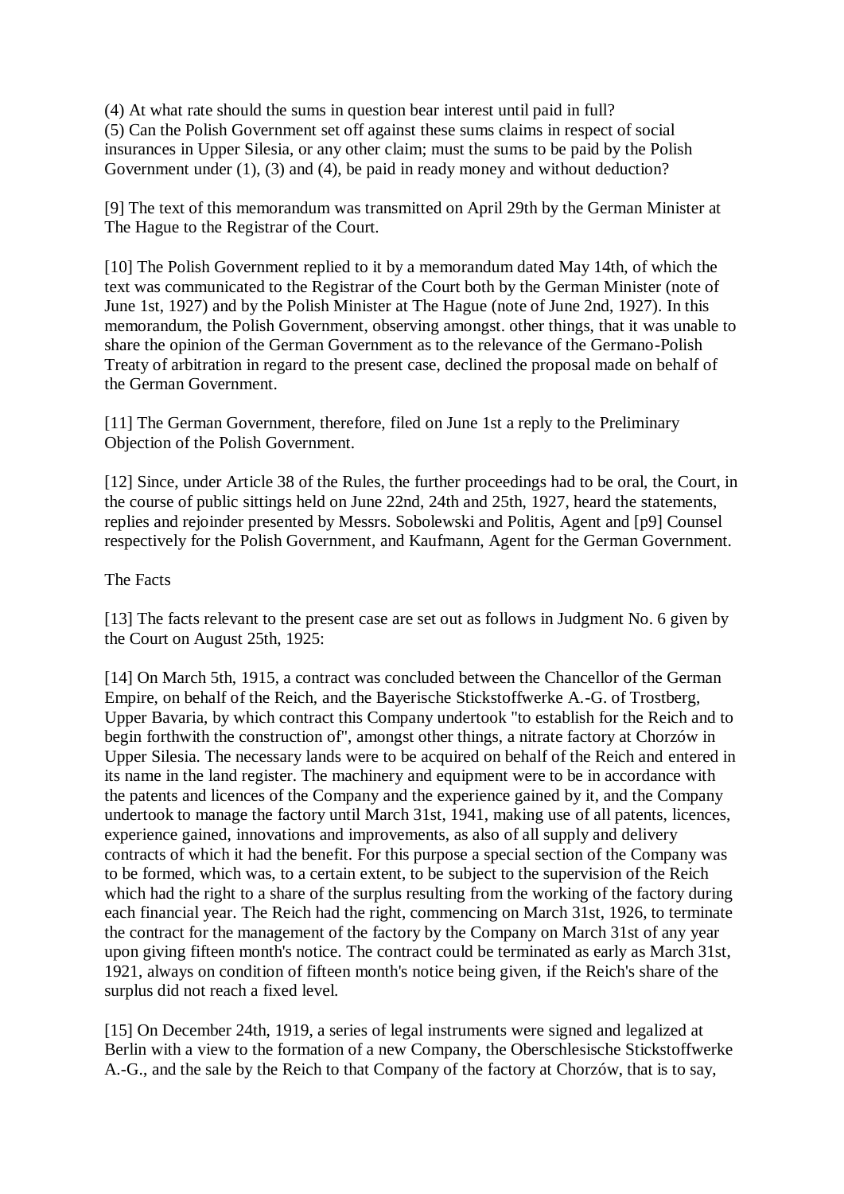(4) At what rate should the sums in question bear interest until paid in full?
(5) Can the Polish Government set off against these sums claims in respect of social insurances in Upper Silesia, or any other claim; must the sums to be paid by the Polish Government under (1), (3) and (4), be paid in ready money and without deduction?

[9] The text of this memorandum was transmitted on April 29th by the German Minister at The Hague to the Registrar of the Court.

[10] The Polish Government replied to it by a memorandum dated May 14th, of which the text was communicated to the Registrar of the Court both by the German Minister (note of June 1st, 1927) and by the Polish Minister at The Hague (note of June 2nd, 1927). In this memorandum, the Polish Government, observing amongst. other things, that it was unable to share the opinion of the German Government as to the relevance of the Germano-Polish Treaty of arbitration in regard to the present case, declined the proposal made on behalf of the German Government.

[11] The German Government, therefore, filed on June 1st a reply to the Preliminary Objection of the Polish Government.

[12] Since, under Article 38 of the Rules, the further proceedings had to be oral, the Court, in the course of public sittings held on June 22nd, 24th and 25th, 1927, heard the statements, replies and rejoinder presented by Messrs. Sobolewski and Politis, Agent and [p9] Counsel respectively for the Polish Government, and Kaufmann, Agent for the German Government.

The Facts

[13] The facts relevant to the present case are set out as follows in Judgment No. 6 given by the Court on August 25th, 1925:

[14] On March 5th, 1915, a contract was concluded between the Chancellor of the German Empire, on behalf of the Reich, and the Bayerische Stickstoffwerke A.-G. of Trostberg, Upper Bavaria, by which contract this Company undertook "to establish for the Reich and to begin forthwith the construction of", amongst other things, a nitrate factory at Chorzów in Upper Silesia. The necessary lands were to be acquired on behalf of the Reich and entered in its name in the land register. The machinery and equipment were to be in accordance with the patents and licences of the Company and the experience gained by it, and the Company undertook to manage the factory until March 31st, 1941, making use of all patents, licences, experience gained, innovations and improvements, as also of all supply and delivery contracts of which it had the benefit. For this purpose a special section of the Company was to be formed, which was, to a certain extent, to be subject to the supervision of the Reich which had the right to a share of the surplus resulting from the working of the factory during each financial year. The Reich had the right, commencing on March 31st, 1926, to terminate the contract for the management of the factory by the Company on March 31st of any year upon giving fifteen month's notice. The contract could be terminated as early as March 31st, 1921, always on condition of fifteen month's notice being given, if the Reich's share of the surplus did not reach a fixed level.

[15] On December 24th, 1919, a series of legal instruments were signed and legalized at Berlin with a view to the formation of a new Company, the Oberschlesische Stickstoffwerke A.-G., and the sale by the Reich to that Company of the factory at Chorzów, that is to say,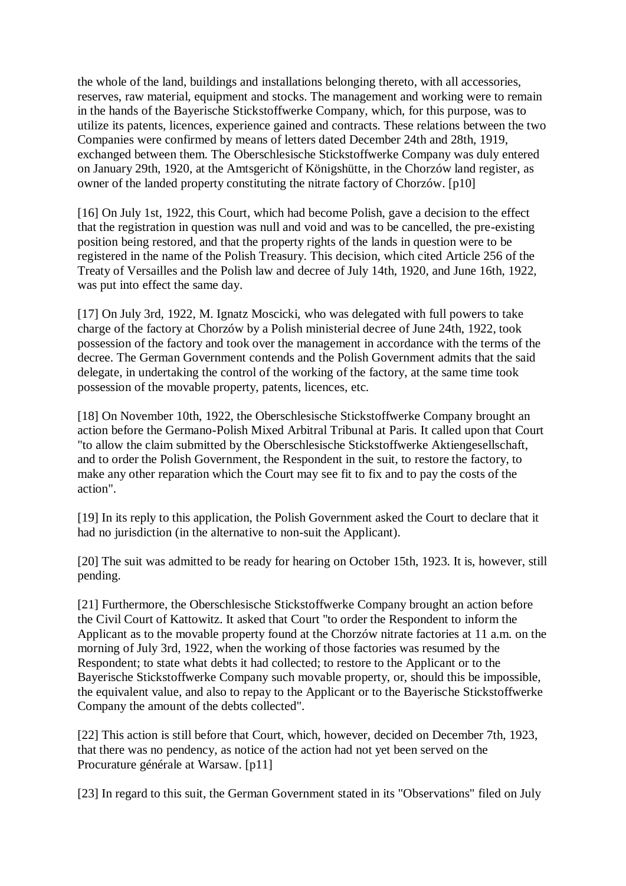the whole of the land, buildings and installations belonging thereto, with all accessories, reserves, raw material, equipment and stocks. The management and working were to remain in the hands of the Bayerische Stickstoffwerke Company, which, for this purpose, was to utilize its patents, licences, experience gained and contracts. These relations between the two Companies were confirmed by means of letters dated December 24th and 28th, 1919, exchanged between them. The Oberschlesische Stickstoffwerke Company was duly entered on January 29th, 1920, at the Amtsgericht of Königshütte, in the Chorzów land register, as owner of the landed property constituting the nitrate factory of Chorzów. [p10]

[16] On July 1st, 1922, this Court, which had become Polish, gave a decision to the effect that the registration in question was null and void and was to be cancelled, the pre-existing position being restored, and that the property rights of the lands in question were to be registered in the name of the Polish Treasury. This decision, which cited Article 256 of the Treaty of Versailles and the Polish law and decree of July 14th, 1920, and June 16th, 1922, was put into effect the same day.

[17] On July 3rd, 1922, M. Ignatz Moscicki, who was delegated with full powers to take charge of the factory at Chorzów by a Polish ministerial decree of June 24th, 1922, took possession of the factory and took over the management in accordance with the terms of the decree. The German Government contends and the Polish Government admits that the said delegate, in undertaking the control of the working of the factory, at the same time took possession of the movable property, patents, licences, etc.

[18] On November 10th, 1922, the Oberschlesische Stickstoffwerke Company brought an action before the Germano-Polish Mixed Arbitral Tribunal at Paris. It called upon that Court "to allow the claim submitted by the Oberschlesische Stickstoffwerke Aktiengesellschaft, and to order the Polish Government, the Respondent in the suit, to restore the factory, to make any other reparation which the Court may see fit to fix and to pay the costs of the action".

[19] In its reply to this application, the Polish Government asked the Court to declare that it had no jurisdiction (in the alternative to non-suit the Applicant).

[20] The suit was admitted to be ready for hearing on October 15th, 1923. It is, however, still pending.

[21] Furthermore, the Oberschlesische Stickstoffwerke Company brought an action before the Civil Court of Kattowitz. It asked that Court "to order the Respondent to inform the Applicant as to the movable property found at the Chorzów nitrate factories at 11 a.m. on the morning of July 3rd, 1922, when the working of those factories was resumed by the Respondent; to state what debts it had collected; to restore to the Applicant or to the Bayerische Stickstoffwerke Company such movable property, or, should this be impossible, the equivalent value, and also to repay to the Applicant or to the Bayerische Stickstoffwerke Company the amount of the debts collected".

[22] This action is still before that Court, which, however, decided on December 7th, 1923, that there was no pendency, as notice of the action had not yet been served on the Procurature générale at Warsaw. [p11]

[23] In regard to this suit, the German Government stated in its "Observations" filed on July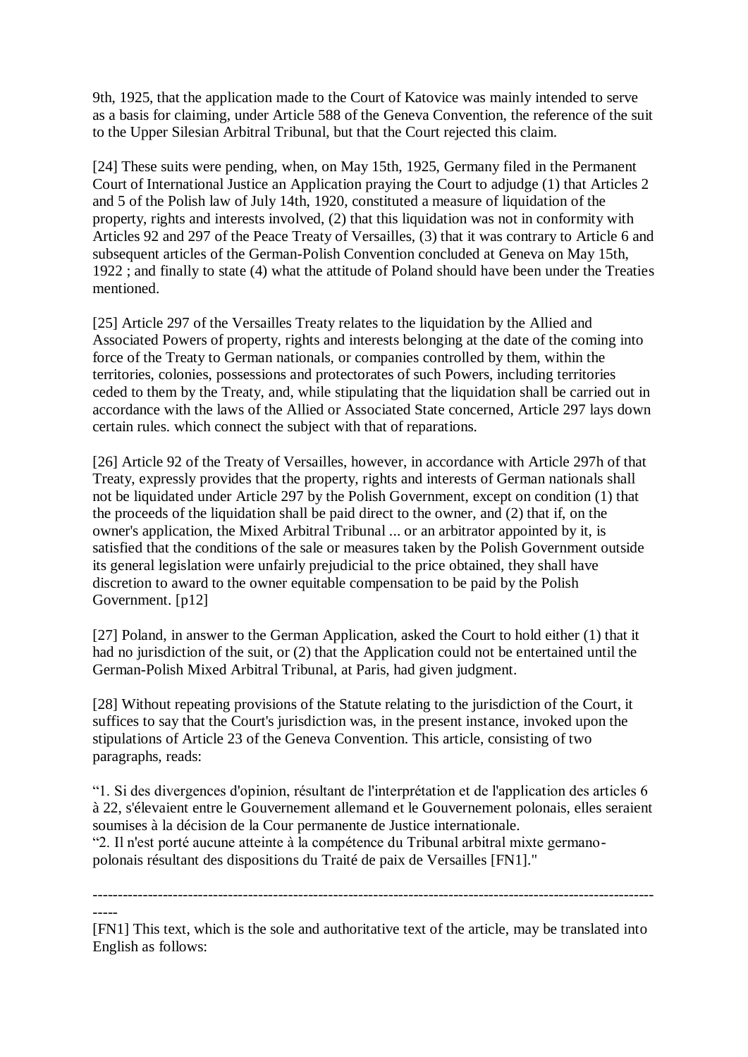9th, 1925, that the application made to the Court of Katovice was mainly intended to serve as a basis for claiming, under Article 588 of the Geneva Convention, the reference of the suit to the Upper Silesian Arbitral Tribunal, but that the Court rejected this claim.

[24] These suits were pending, when, on May 15th, 1925, Germany filed in the Permanent Court of International Justice an Application praying the Court to adjudge (1) that Articles 2 and 5 of the Polish law of July 14th, 1920, constituted a measure of liquidation of the property, rights and interests involved, (2) that this liquidation was not in conformity with Articles 92 and 297 of the Peace Treaty of Versailles, (3) that it was contrary to Article 6 and subsequent articles of the German-Polish Convention concluded at Geneva on May 15th, 1922 ; and finally to state (4) what the attitude of Poland should have been under the Treaties mentioned.

[25] Article 297 of the Versailles Treaty relates to the liquidation by the Allied and Associated Powers of property, rights and interests belonging at the date of the coming into force of the Treaty to German nationals, or companies controlled by them, within the territories, colonies, possessions and protectorates of such Powers, including territories ceded to them by the Treaty, and, while stipulating that the liquidation shall be carried out in accordance with the laws of the Allied or Associated State concerned, Article 297 lays down certain rules. which connect the subject with that of reparations.

[26] Article 92 of the Treaty of Versailles, however, in accordance with Article 297h of that Treaty, expressly provides that the property, rights and interests of German nationals shall not be liquidated under Article 297 by the Polish Government, except on condition (1) that the proceeds of the liquidation shall be paid direct to the owner, and (2) that if, on the owner's application, the Mixed Arbitral Tribunal ... or an arbitrator appointed by it, is satisfied that the conditions of the sale or measures taken by the Polish Government outside its general legislation were unfairly prejudicial to the price obtained, they shall have discretion to award to the owner equitable compensation to be paid by the Polish Government. [p12]

[27] Poland, in answer to the German Application, asked the Court to hold either (1) that it had no jurisdiction of the suit, or (2) that the Application could not be entertained until the German-Polish Mixed Arbitral Tribunal, at Paris, had given judgment.

[28] Without repeating provisions of the Statute relating to the jurisdiction of the Court, it suffices to say that the Court's jurisdiction was, in the present instance, invoked upon the stipulations of Article 23 of the Geneva Convention. This article, consisting of two paragraphs, reads:

"1. Si des divergences d'opinion, résultant de l'interprétation et de l'application des articles 6 à 22, s'élevaient entre le Gouvernement allemand et le Gouvernement polonais, elles seraient soumises à la décision de la Cour permanente de Justice internationale.
"2. Il n'est porté aucune atteinte à la compétence du Tribunal arbitral mixte germano-polonais résultant des dispositions du Traité de paix de Versailles [FN1]."

---

[FN1] This text, which is the sole and authoritative text of the article, may be translated into English as follows: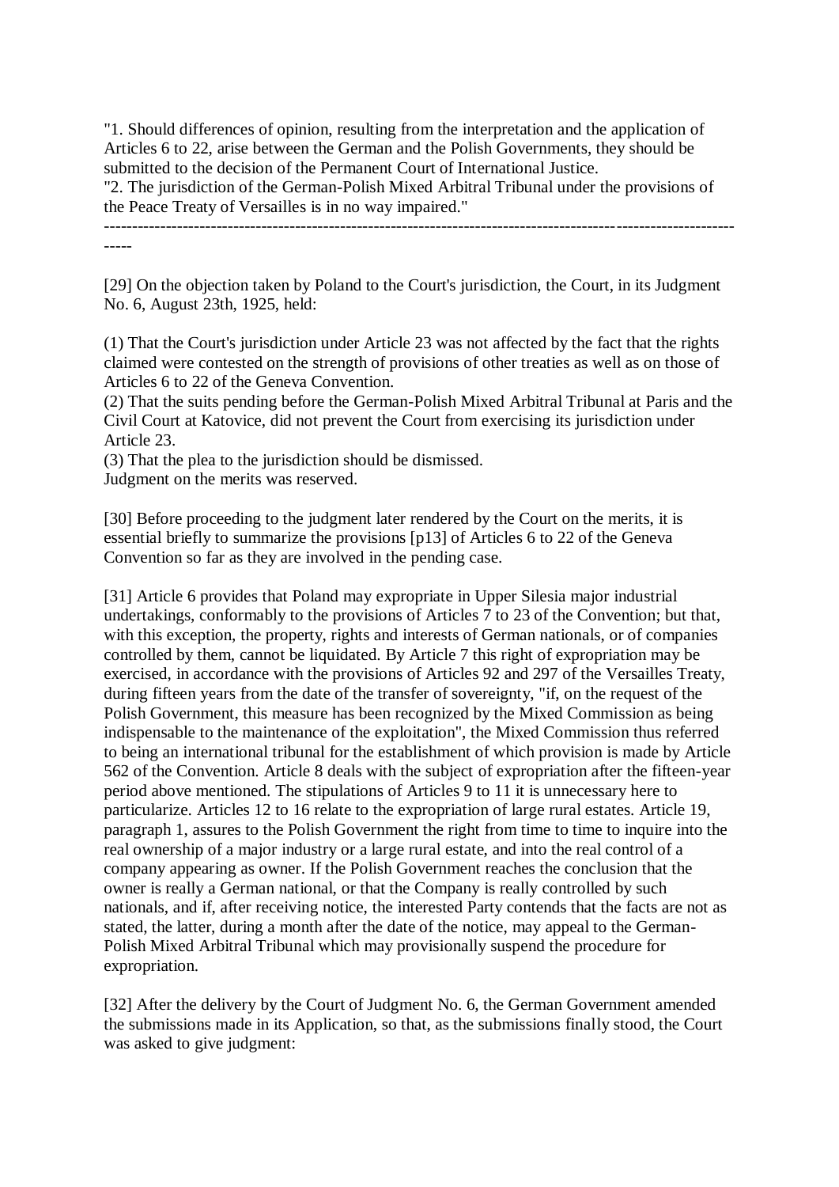"1. Should differences of opinion, resulting from the interpretation and the application of Articles 6 to 22, arise between the German and the Polish Governments, they should be submitted to the decision of the Permanent Court of International Justice.
"2. The jurisdiction of the German-Polish Mixed Arbitral Tribunal under the provisions of the Peace Treaty of Versailles is in no way impaired."

---

[29] On the objection taken by Poland to the Court's jurisdiction, the Court, in its Judgment No. 6, August 23th, 1925, held:

(1) That the Court's jurisdiction under Article 23 was not affected by the fact that the rights claimed were contested on the strength of provisions of other treaties as well as on those of Articles 6 to 22 of the Geneva Convention.
(2) That the suits pending before the German-Polish Mixed Arbitral Tribunal at Paris and the Civil Court at Katovice, did not prevent the Court from exercising its jurisdiction under Article 23.
(3) That the plea to the jurisdiction should be dismissed.
Judgment on the merits was reserved.

[30] Before proceeding to the judgment later rendered by the Court on the merits, it is essential briefly to summarize the provisions [p13] of Articles 6 to 22 of the Geneva Convention so far as they are involved in the pending case.

[31] Article 6 provides that Poland may expropriate in Upper Silesia major industrial undertakings, conformably to the provisions of Articles 7 to 23 of the Convention; but that, with this exception, the property, rights and interests of German nationals, or of companies controlled by them, cannot be liquidated. By Article 7 this right of expropriation may be exercised, in accordance with the provisions of Articles 92 and 297 of the Versailles Treaty, during fifteen years from the date of the transfer of sovereignty, "if, on the request of the Polish Government, this measure has been recognized by the Mixed Commission as being indispensable to the maintenance of the exploitation", the Mixed Commission thus referred to being an international tribunal for the establishment of which provision is made by Article 562 of the Convention. Article 8 deals with the subject of expropriation after the fifteen-year period above mentioned. The stipulations of Articles 9 to 11 it is unnecessary here to particularize. Articles 12 to 16 relate to the expropriation of large rural estates. Article 19, paragraph 1, assures to the Polish Government the right from time to time to inquire into the real ownership of a major industry or a large rural estate, and into the real control of a company appearing as owner. If the Polish Government reaches the conclusion that the owner is really a German national, or that the Company is really controlled by such nationals, and if, after receiving notice, the interested Party contends that the facts are not as stated, the latter, during a month after the date of the notice, may appeal to the German-Polish Mixed Arbitral Tribunal which may provisionally suspend the procedure for expropriation.

[32] After the delivery by the Court of Judgment No. 6, the German Government amended the submissions made in its Application, so that, as the submissions finally stood, the Court was asked to give judgment: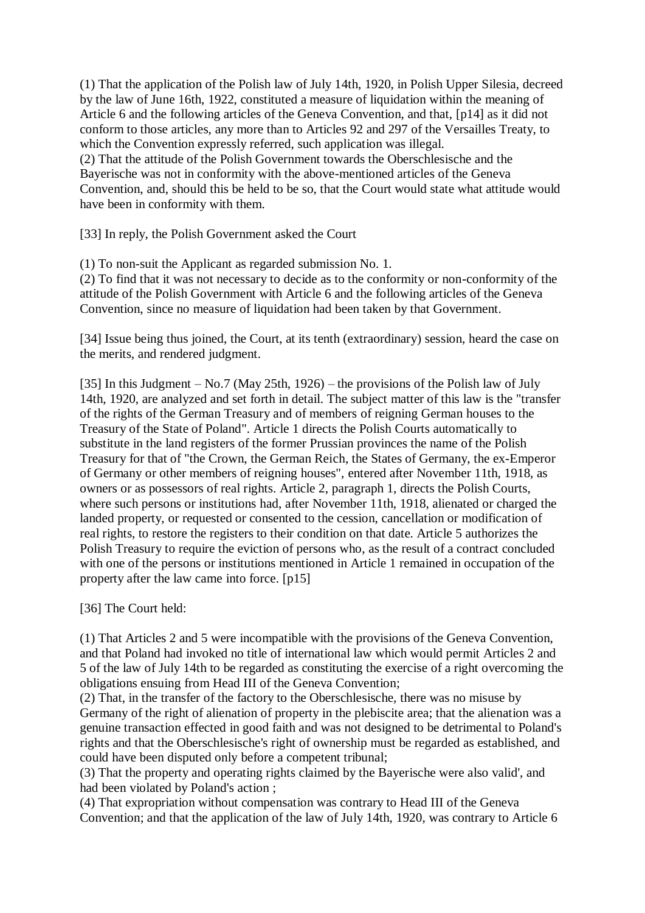(1) That the application of the Polish law of July 14th, 1920, in Polish Upper Silesia, decreed by the law of June 16th, 1922, constituted a measure of liquidation within the meaning of Article 6 and the following articles of the Geneva Convention, and that, [p14] as it did not conform to those articles, any more than to Articles 92 and 297 of the Versailles Treaty, to which the Convention expressly referred, such application was illegal.
(2) That the attitude of the Polish Government towards the Oberschlesische and the Bayerische was not in conformity with the above-mentioned articles of the Geneva Convention, and, should this be held to be so, that the Court would state what attitude would have been in conformity with them.

[33] In reply, the Polish Government asked the Court

(1) To non-suit the Applicant as regarded submission No. 1.
(2) To find that it was not necessary to decide as to the conformity or non-conformity of the attitude of the Polish Government with Article 6 and the following articles of the Geneva Convention, since no measure of liquidation had been taken by that Government.

[34] Issue being thus joined, the Court, at its tenth (extraordinary) session, heard the case on the merits, and rendered judgment.

[35] In this Judgment – No.7 (May 25th, 1926) – the provisions of the Polish law of July 14th, 1920, are analyzed and set forth in detail. The subject matter of this law is the "transfer of the rights of the German Treasury and of members of reigning German houses to the Treasury of the State of Poland". Article 1 directs the Polish Courts automatically to substitute in the land registers of the former Prussian provinces the name of the Polish Treasury for that of "the Crown, the German Reich, the States of Germany, the ex-Emperor of Germany or other members of reigning houses", entered after November 11th, 1918, as owners or as possessors of real rights. Article 2, paragraph 1, directs the Polish Courts, where such persons or institutions had, after November 11th, 1918, alienated or charged the landed property, or requested or consented to the cession, cancellation or modification of real rights, to restore the registers to their condition on that date. Article 5 authorizes the Polish Treasury to require the eviction of persons who, as the result of a contract concluded with one of the persons or institutions mentioned in Article 1 remained in occupation of the property after the law came into force. [p15]

[36] The Court held:

(1) That Articles 2 and 5 were incompatible with the provisions of the Geneva Convention, and that Poland had invoked no title of international law which would permit Articles 2 and 5 of the law of July 14th to be regarded as constituting the exercise of a right overcoming the obligations ensuing from Head III of the Geneva Convention;
(2) That, in the transfer of the factory to the Oberschlesische, there was no misuse by Germany of the right of alienation of property in the plebiscite area; that the alienation was a genuine transaction effected in good faith and was not designed to be detrimental to Poland's rights and that the Oberschlesische's right of ownership must be regarded as established, and could have been disputed only before a competent tribunal;
(3) That the property and operating rights claimed by the Bayerische were also valid', and had been violated by Poland's action ;
(4) That expropriation without compensation was contrary to Head III of the Geneva Convention; and that the application of the law of July 14th, 1920, was contrary to Article 6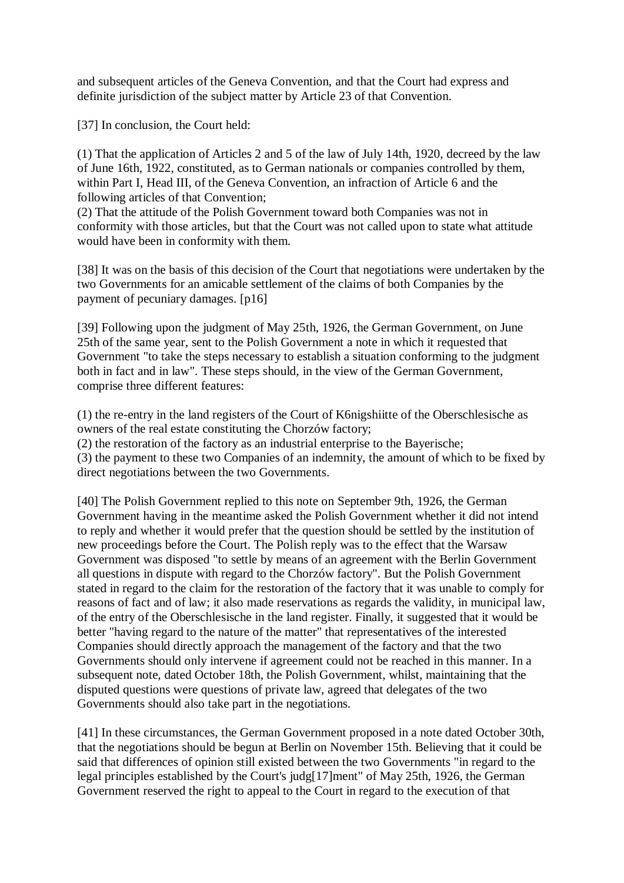and subsequent articles of the Geneva Convention, and that the Court had express and definite jurisdiction of the subject matter by Article 23 of that Convention.

[37] In conclusion, the Court held:

(1) That the application of Articles 2 and 5 of the law of July 14th, 1920, decreed by the law of June 16th, 1922, constituted, as to German nationals or companies controlled by them, within Part I, Head III, of the Geneva Convention, an infraction of Article 6 and the following articles of that Convention;
(2) That the attitude of the Polish Government toward both Companies was not in conformity with those articles, but that the Court was not called upon to state what attitude would have been in conformity with them.

[38] It was on the basis of this decision of the Court that negotiations were undertaken by the two Governments for an amicable settlement of the claims of both Companies by the payment of pecuniary damages. [p16]

[39] Following upon the judgment of May 25th, 1926, the German Government, on June 25th of the same year, sent to the Polish Government a note in which it requested that Government "to take the steps necessary to establish a situation conforming to the judgment both in fact and in law". These steps should, in the view of the German Government, comprise three different features:

(1) the re-entry in the land registers of the Court of K6nigshiitte of the Oberschlesische as owners of the real estate constituting the Chorzów factory;
(2) the restoration of the factory as an industrial enterprise to the Bayerische;
(3) the payment to these two Companies of an indemnity, the amount of which to be fixed by direct negotiations between the two Governments.

[40] The Polish Government replied to this note on September 9th, 1926, the German Government having in the meantime asked the Polish Government whether it did not intend to reply and whether it would prefer that the question should be settled by the institution of new proceedings before the Court. The Polish reply was to the effect that the Warsaw Government was disposed "to settle by means of an agreement with the Berlin Government all questions in dispute with regard to the Chorzów factory". But the Polish Government stated in regard to the claim for the restoration of the factory that it was unable to comply for reasons of fact and of law; it also made reservations as regards the validity, in municipal law, of the entry of the Oberschlesische in the land register. Finally, it suggested that it would be better "having regard to the nature of the matter" that representatives of the interested Companies should directly approach the management of the factory and that the two Governments should only intervene if agreement could not be reached in this manner. In a subsequent note, dated October 18th, the Polish Government, whilst, maintaining that the disputed questions were questions of private law, agreed that delegates of the two Governments should also take part in the negotiations.

[41] In these circumstances, the German Government proposed in a note dated October 30th, that the negotiations should be begun at Berlin on November 15th. Believing that it could be said that differences of opinion still existed between the two Governments "in regard to the legal principles established by the Court's judg[17]ment" of May 25th, 1926, the German Government reserved the right to appeal to the Court in regard to the execution of that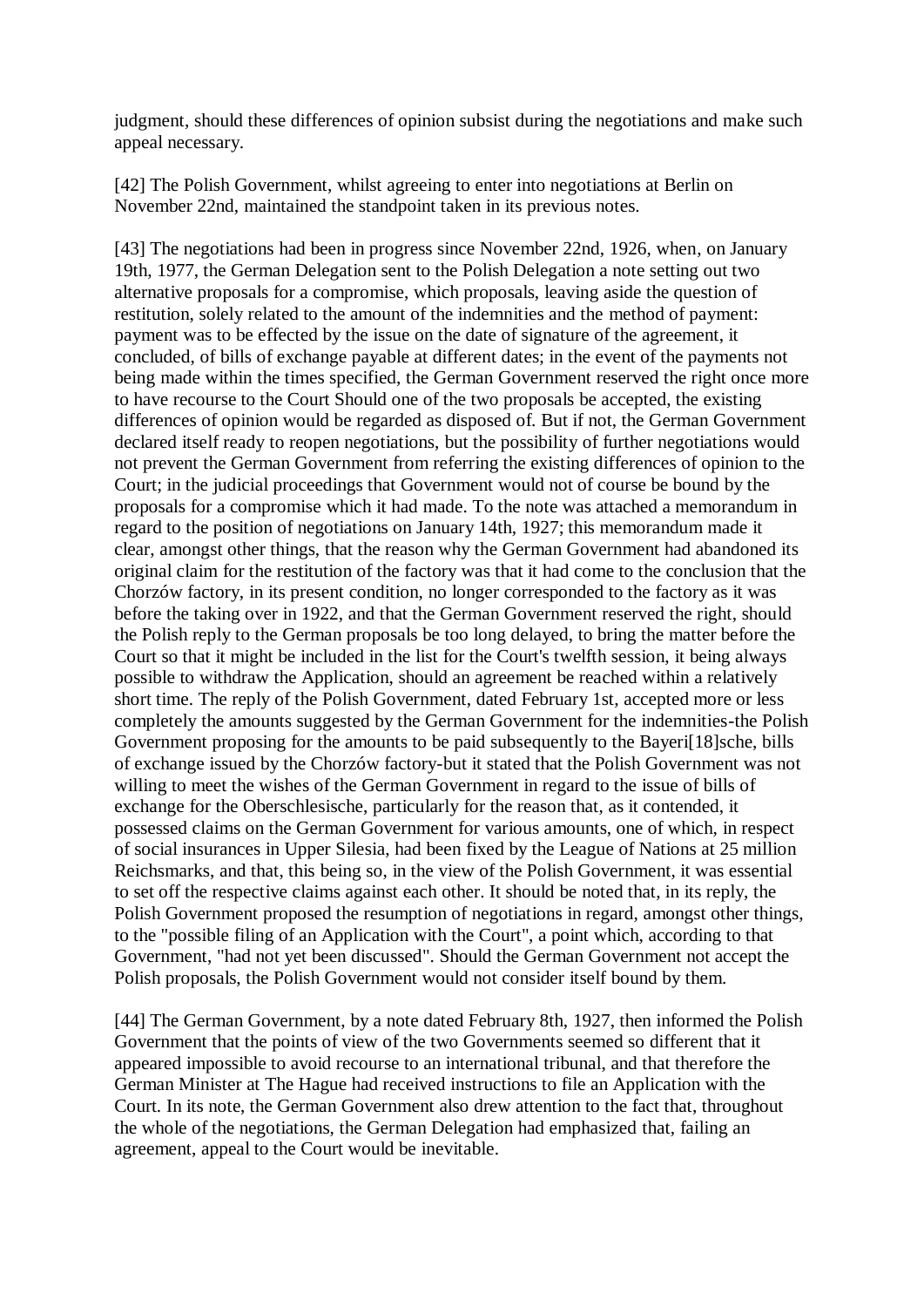judgment, should these differences of opinion subsist during the negotiations and make such appeal necessary.

[42] The Polish Government, whilst agreeing to enter into negotiations at Berlin on November 22nd, maintained the standpoint taken in its previous notes.

[43] The negotiations had been in progress since November 22nd, 1926, when, on January 19th, 1977, the German Delegation sent to the Polish Delegation a note setting out two alternative proposals for a compromise, which proposals, leaving aside the question of restitution, solely related to the amount of the indemnities and the method of payment: payment was to be effected by the issue on the date of signature of the agreement, it concluded, of bills of exchange payable at different dates; in the event of the payments not being made within the times specified, the German Government reserved the right once more to have recourse to the Court Should one of the two proposals be accepted, the existing differences of opinion would be regarded as disposed of. But if not, the German Government declared itself ready to reopen negotiations, but the possibility of further negotiations would not prevent the German Government from referring the existing differences of opinion to the Court; in the judicial proceedings that Government would not of course be bound by the proposals for a compromise which it had made. To the note was attached a memorandum in regard to the position of negotiations on January 14th, 1927; this memorandum made it clear, amongst other things, that the reason why the German Government had abandoned its original claim for the restitution of the factory was that it had come to the conclusion that the Chorzów factory, in its present condition, no longer corresponded to the factory as it was before the taking over in 1922, and that the German Government reserved the right, should the Polish reply to the German proposals be too long delayed, to bring the matter before the Court so that it might be included in the list for the Court's twelfth session, it being always possible to withdraw the Application, should an agreement be reached within a relatively short time. The reply of the Polish Government, dated February 1st, accepted more or less completely the amounts suggested by the German Government for the indemnities-the Polish Government proposing for the amounts to be paid subsequently to the Bayeri[18]sche, bills of exchange issued by the Chorzów factory-but it stated that the Polish Government was not willing to meet the wishes of the German Government in regard to the issue of bills of exchange for the Oberschlesische, particularly for the reason that, as it contended, it possessed claims on the German Government for various amounts, one of which, in respect of social insurances in Upper Silesia, had been fixed by the League of Nations at 25 million Reichsmarks, and that, this being so, in the view of the Polish Government, it was essential to set off the respective claims against each other. It should be noted that, in its reply, the Polish Government proposed the resumption of negotiations in regard, amongst other things, to the "possible filing of an Application with the Court", a point which, according to that Government, "had not yet been discussed". Should the German Government not accept the Polish proposals, the Polish Government would not consider itself bound by them.

[44] The German Government, by a note dated February 8th, 1927, then informed the Polish Government that the points of view of the two Governments seemed so different that it appeared impossible to avoid recourse to an international tribunal, and that therefore the German Minister at The Hague had received instructions to file an Application with the Court. In its note, the German Government also drew attention to the fact that, throughout the whole of the negotiations, the German Delegation had emphasized that, failing an agreement, appeal to the Court would be inevitable.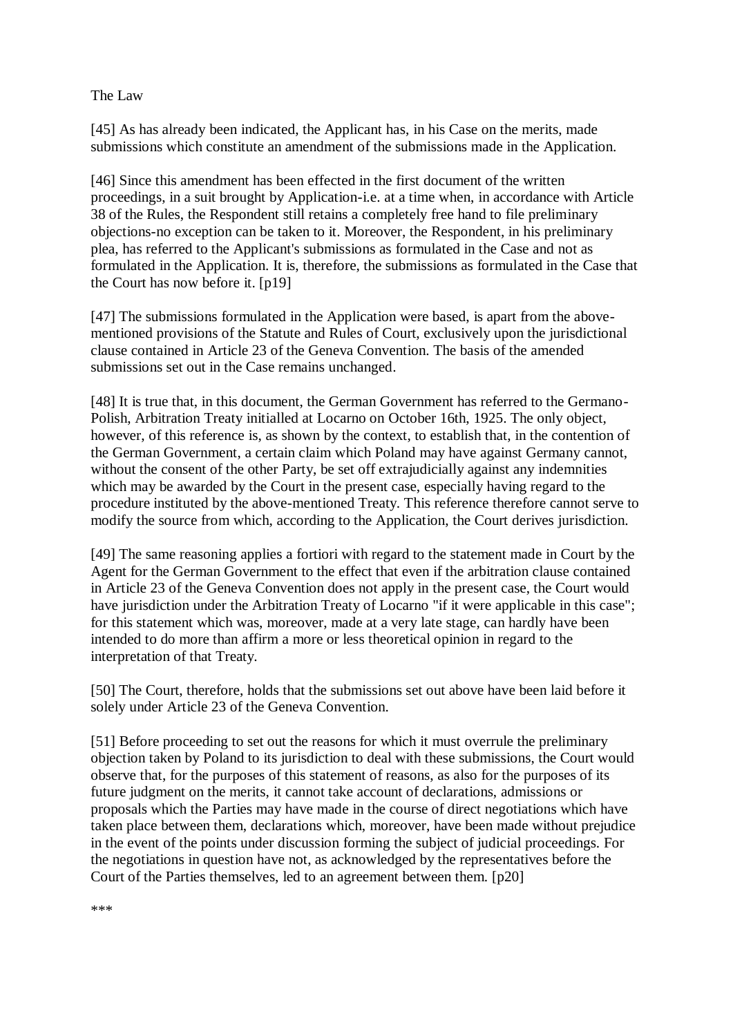The Law

[45] As has already been indicated, the Applicant has, in his Case on the merits, made submissions which constitute an amendment of the submissions made in the Application.

[46] Since this amendment has been effected in the first document of the written proceedings, in a suit brought by Application-i.e. at a time when, in accordance with Article 38 of the Rules, the Respondent still retains a completely free hand to file preliminary objections-no exception can be taken to it. Moreover, the Respondent, in his preliminary plea, has referred to the Applicant's submissions as formulated in the Case and not as formulated in the Application. It is, therefore, the submissions as formulated in the Case that the Court has now before it. [p19]

[47] The submissions formulated in the Application were based, is apart from the above-mentioned provisions of the Statute and Rules of Court, exclusively upon the jurisdictional clause contained in Article 23 of the Geneva Convention. The basis of the amended submissions set out in the Case remains unchanged.

[48] It is true that, in this document, the German Government has referred to the Germano-Polish, Arbitration Treaty initialled at Locarno on October 16th, 1925. The only object, however, of this reference is, as shown by the context, to establish that, in the contention of the German Government, a certain claim which Poland may have against Germany cannot, without the consent of the other Party, be set off extrajudicially against any indemnities which may be awarded by the Court in the present case, especially having regard to the procedure instituted by the above-mentioned Treaty. This reference therefore cannot serve to modify the source from which, according to the Application, the Court derives jurisdiction.

[49] The same reasoning applies a fortiori with regard to the statement made in Court by the Agent for the German Government to the effect that even if the arbitration clause contained in Article 23 of the Geneva Convention does not apply in the present case, the Court would have jurisdiction under the Arbitration Treaty of Locarno "if it were applicable in this case"; for this statement which was, moreover, made at a very late stage, can hardly have been intended to do more than affirm a more or less theoretical opinion in regard to the interpretation of that Treaty.

[50] The Court, therefore, holds that the submissions set out above have been laid before it solely under Article 23 of the Geneva Convention.

[51] Before proceeding to set out the reasons for which it must overrule the preliminary objection taken by Poland to its jurisdiction to deal with these submissions, the Court would observe that, for the purposes of this statement of reasons, as also for the purposes of its future judgment on the merits, it cannot take account of declarations, admissions or proposals which the Parties may have made in the course of direct negotiations which have taken place between them, declarations which, moreover, have been made without prejudice in the event of the points under discussion forming the subject of judicial proceedings. For the negotiations in question have not, as acknowledged by the representatives before the Court of the Parties themselves, led to an agreement between them. [p20]

***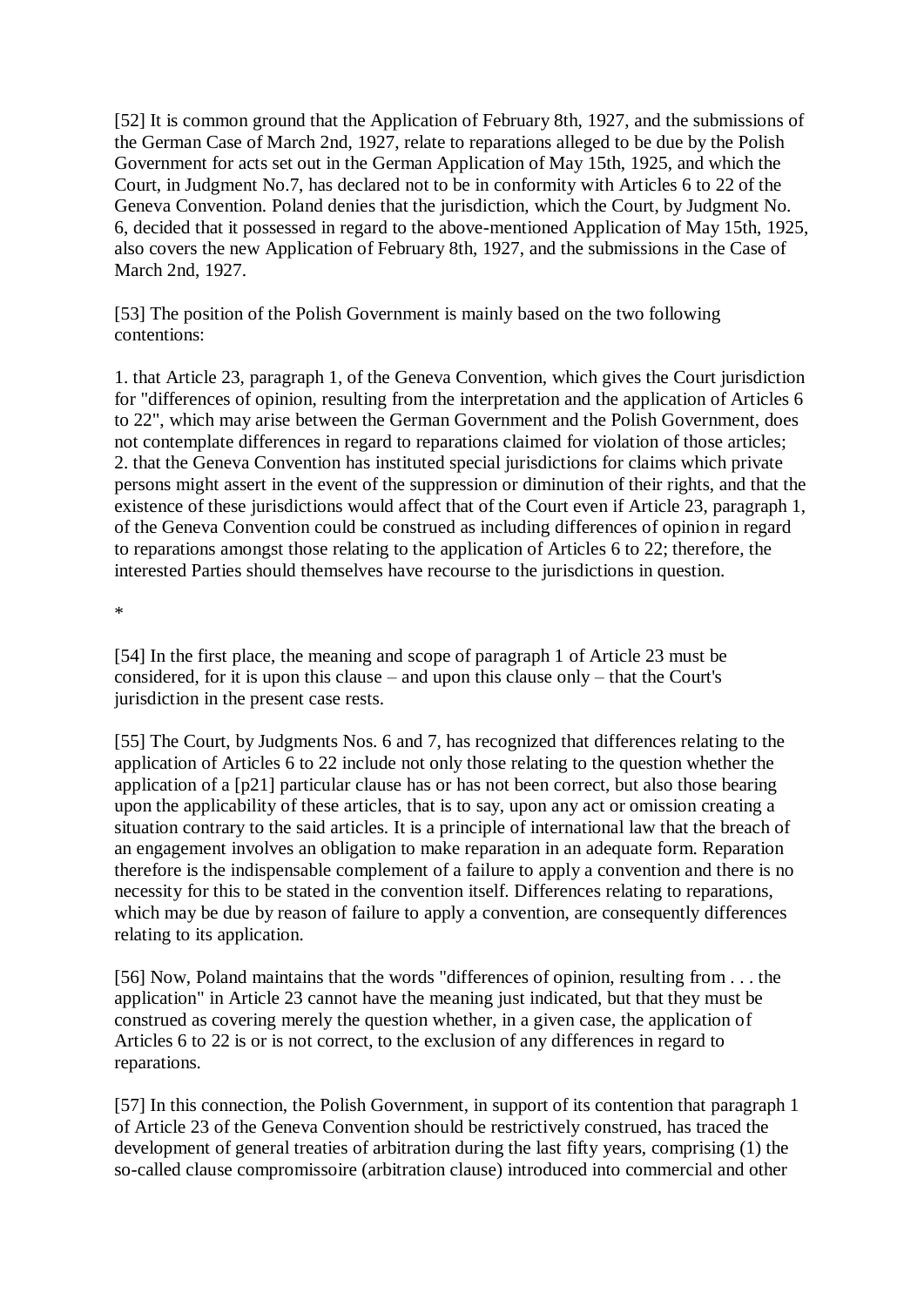[52] It is common ground that the Application of February 8th, 1927, and the submissions of the German Case of March 2nd, 1927, relate to reparations alleged to be due by the Polish Government for acts set out in the German Application of May 15th, 1925, and which the Court, in Judgment No.7, has declared not to be in conformity with Articles 6 to 22 of the Geneva Convention. Poland denies that the jurisdiction, which the Court, by Judgment No. 6, decided that it possessed in regard to the above-mentioned Application of May 15th, 1925, also covers the new Application of February 8th, 1927, and the submissions in the Case of March 2nd, 1927.

[53] The position of the Polish Government is mainly based on the two following contentions:

1. that Article 23, paragraph 1, of the Geneva Convention, which gives the Court jurisdiction for "differences of opinion, resulting from the interpretation and the application of Articles 6 to 22", which may arise between the German Government and the Polish Government, does not contemplate differences in regard to reparations claimed for violation of those articles;
2. that the Geneva Convention has instituted special jurisdictions for claims which private persons might assert in the event of the suppression or diminution of their rights, and that the existence of these jurisdictions would affect that of the Court even if Article 23, paragraph 1, of the Geneva Convention could be construed as including differences of opinion in regard to reparations amongst those relating to the application of Articles 6 to 22; therefore, the interested Parties should themselves have recourse to the jurisdictions in question.

*

[54] In the first place, the meaning and scope of paragraph 1 of Article 23 must be considered, for it is upon this clause – and upon this clause only – that the Court's jurisdiction in the present case rests.

[55] The Court, by Judgments Nos. 6 and 7, has recognized that differences relating to the application of Articles 6 to 22 include not only those relating to the question whether the application of a [p21] particular clause has or has not been correct, but also those bearing upon the applicability of these articles, that is to say, upon any act or omission creating a situation contrary to the said articles. It is a principle of international law that the breach of an engagement involves an obligation to make reparation in an adequate form. Reparation therefore is the indispensable complement of a failure to apply a convention and there is no necessity for this to be stated in the convention itself. Differences relating to reparations, which may be due by reason of failure to apply a convention, are consequently differences relating to its application.

[56] Now, Poland maintains that the words "differences of opinion, resulting from . . . the application" in Article 23 cannot have the meaning just indicated, but that they must be construed as covering merely the question whether, in a given case, the application of Articles 6 to 22 is or is not correct, to the exclusion of any differences in regard to reparations.

[57] In this connection, the Polish Government, in support of its contention that paragraph 1 of Article 23 of the Geneva Convention should be restrictively construed, has traced the development of general treaties of arbitration during the last fifty years, comprising (1) the so-called clause compromissoire (arbitration clause) introduced into commercial and other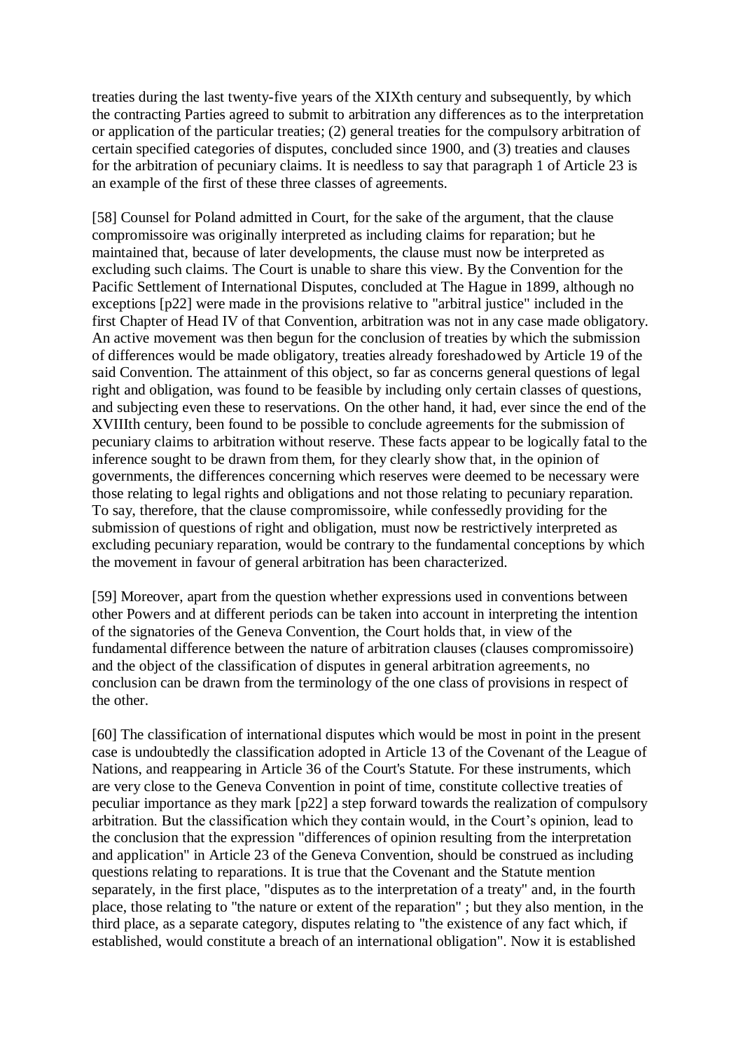treaties during the last twenty-five years of the XIXth century and subsequently, by which the contracting Parties agreed to submit to arbitration any differences as to the interpretation or application of the particular treaties; (2) general treaties for the compulsory arbitration of certain specified categories of disputes, concluded since 1900, and (3) treaties and clauses for the arbitration of pecuniary claims. It is needless to say that paragraph 1 of Article 23 is an example of the first of these three classes of agreements.

[58] Counsel for Poland admitted in Court, for the sake of the argument, that the clause compromissoire was originally interpreted as including claims for reparation; but he maintained that, because of later developments, the clause must now be interpreted as excluding such claims. The Court is unable to share this view. By the Convention for the Pacific Settlement of International Disputes, concluded at The Hague in 1899, although no exceptions [p22] were made in the provisions relative to "arbitral justice" included in the first Chapter of Head IV of that Convention, arbitration was not in any case made obligatory. An active movement was then begun for the conclusion of treaties by which the submission of differences would be made obligatory, treaties already foreshadowed by Article 19 of the said Convention. The attainment of this object, so far as concerns general questions of legal right and obligation, was found to be feasible by including only certain classes of questions, and subjecting even these to reservations. On the other hand, it had, ever since the end of the XVIIIth century, been found to be possible to conclude agreements for the submission of pecuniary claims to arbitration without reserve. These facts appear to be logically fatal to the inference sought to be drawn from them, for they clearly show that, in the opinion of governments, the differences concerning which reserves were deemed to be necessary were those relating to legal rights and obligations and not those relating to pecuniary reparation. To say, therefore, that the clause compromissoire, while confessedly providing for the submission of questions of right and obligation, must now be restrictively interpreted as excluding pecuniary reparation, would be contrary to the fundamental conceptions by which the movement in favour of general arbitration has been characterized.

[59] Moreover, apart from the question whether expressions used in conventions between other Powers and at different periods can be taken into account in interpreting the intention of the signatories of the Geneva Convention, the Court holds that, in view of the fundamental difference between the nature of arbitration clauses (clauses compromissoire) and the object of the classification of disputes in general arbitration agreements, no conclusion can be drawn from the terminology of the one class of provisions in respect of the other.

[60] The classification of international disputes which would be most in point in the present case is undoubtedly the classification adopted in Article 13 of the Covenant of the League of Nations, and reappearing in Article 36 of the Court's Statute. For these instruments, which are very close to the Geneva Convention in point of time, constitute collective treaties of peculiar importance as they mark [p22] a step forward towards the realization of compulsory arbitration. But the classification which they contain would, in the Court's opinion, lead to the conclusion that the expression "differences of opinion resulting from the interpretation and application" in Article 23 of the Geneva Convention, should be construed as including questions relating to reparations. It is true that the Covenant and the Statute mention separately, in the first place, "disputes as to the interpretation of a treaty" and, in the fourth place, those relating to "the nature or extent of the reparation" ; but they also mention, in the third place, as a separate category, disputes relating to "the existence of any fact which, if established, would constitute a breach of an international obligation". Now it is established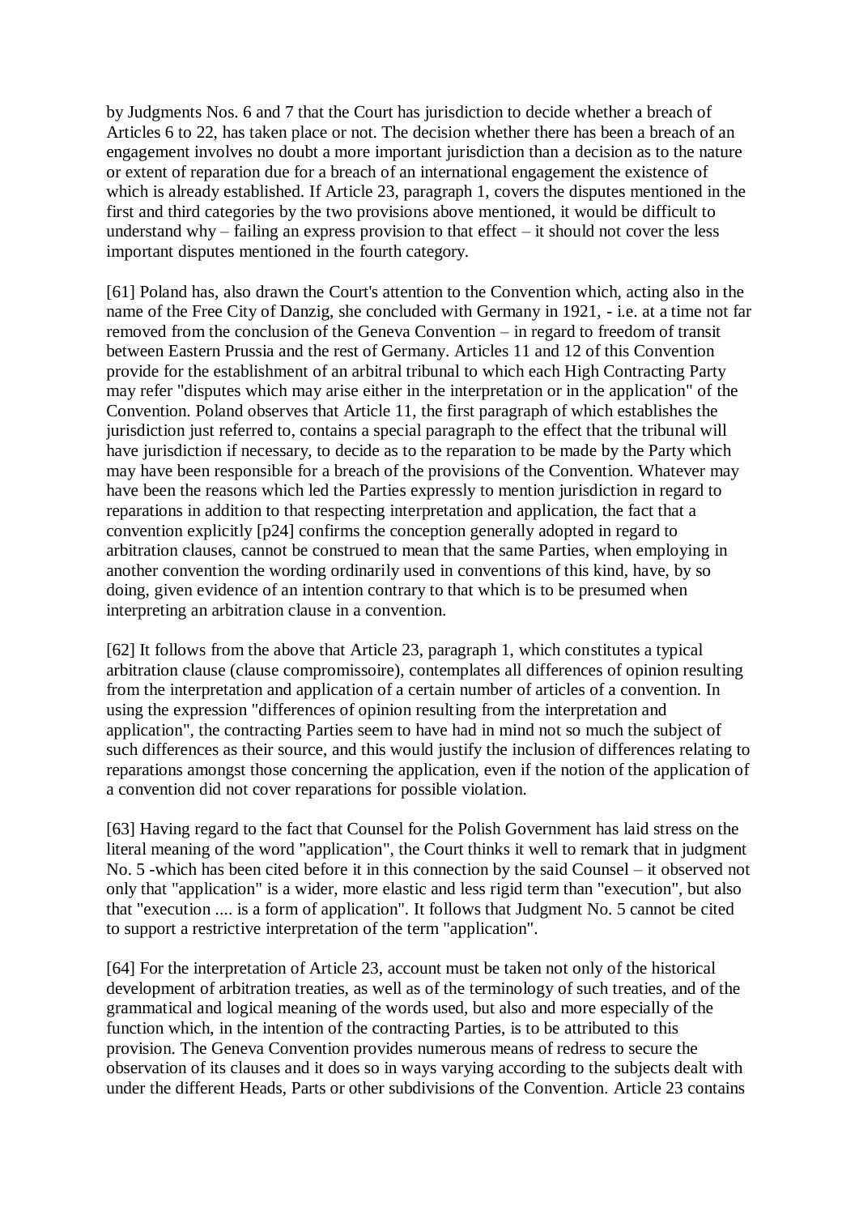by Judgments Nos. 6 and 7 that the Court has jurisdiction to decide whether a breach of Articles 6 to 22, has taken place or not. The decision whether there has been a breach of an engagement involves no doubt a more important jurisdiction than a decision as to the nature or extent of reparation due for a breach of an international engagement the existence of which is already established. If Article 23, paragraph 1, covers the disputes mentioned in the first and third categories by the two provisions above mentioned, it would be difficult to understand why – failing an express provision to that effect – it should not cover the less important disputes mentioned in the fourth category.

[61] Poland has, also drawn the Court's attention to the Convention which, acting also in the name of the Free City of Danzig, she concluded with Germany in 1921, - i.e. at a time not far removed from the conclusion of the Geneva Convention – in regard to freedom of transit between Eastern Prussia and the rest of Germany. Articles 11 and 12 of this Convention provide for the establishment of an arbitral tribunal to which each High Contracting Party may refer "disputes which may arise either in the interpretation or in the application" of the Convention. Poland observes that Article 11, the first paragraph of which establishes the jurisdiction just referred to, contains a special paragraph to the effect that the tribunal will have jurisdiction if necessary, to decide as to the reparation to be made by the Party which may have been responsible for a breach of the provisions of the Convention. Whatever may have been the reasons which led the Parties expressly to mention jurisdiction in regard to reparations in addition to that respecting interpretation and application, the fact that a convention explicitly [p24] confirms the conception generally adopted in regard to arbitration clauses, cannot be construed to mean that the same Parties, when employing in another convention the wording ordinarily used in conventions of this kind, have, by so doing, given evidence of an intention contrary to that which is to be presumed when interpreting an arbitration clause in a convention.

[62] It follows from the above that Article 23, paragraph 1, which constitutes a typical arbitration clause (clause compromissoire), contemplates all differences of opinion resulting from the interpretation and application of a certain number of articles of a convention. In using the expression "differences of opinion resulting from the interpretation and application", the contracting Parties seem to have had in mind not so much the subject of such differences as their source, and this would justify the inclusion of differences relating to reparations amongst those concerning the application, even if the notion of the application of a convention did not cover reparations for possible violation.

[63] Having regard to the fact that Counsel for the Polish Government has laid stress on the literal meaning of the word "application", the Court thinks it well to remark that in judgment No. 5 -which has been cited before it in this connection by the said Counsel – it observed not only that "application" is a wider, more elastic and less rigid term than "execution", but also that "execution .... is a form of application". It follows that Judgment No. 5 cannot be cited to support a restrictive interpretation of the term "application".

[64] For the interpretation of Article 23, account must be taken not only of the historical development of arbitration treaties, as well as of the terminology of such treaties, and of the grammatical and logical meaning of the words used, but also and more especially of the function which, in the intention of the contracting Parties, is to be attributed to this provision. The Geneva Convention provides numerous means of redress to secure the observation of its clauses and it does so in ways varying according to the subjects dealt with under the different Heads, Parts or other subdivisions of the Convention. Article 23 contains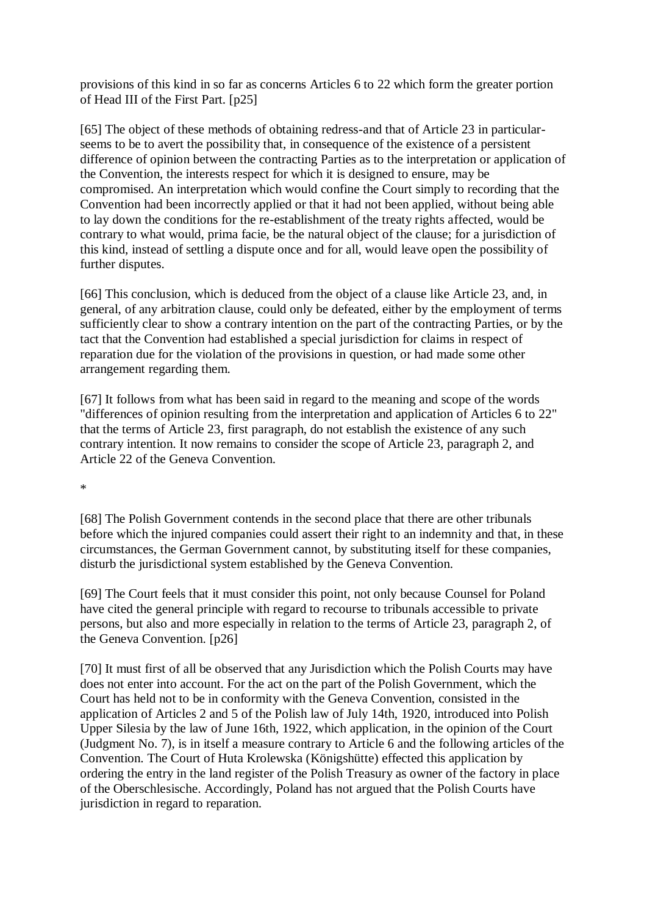provisions of this kind in so far as concerns Articles 6 to 22 which form the greater portion of Head III of the First Part. [p25]

[65] The object of these methods of obtaining redress-and that of Article 23 in particular-seems to be to avert the possibility that, in consequence of the existence of a persistent difference of opinion between the contracting Parties as to the interpretation or application of the Convention, the interests respect for which it is designed to ensure, may be compromised. An interpretation which would confine the Court simply to recording that the Convention had been incorrectly applied or that it had not been applied, without being able to lay down the conditions for the re-establishment of the treaty rights affected, would be contrary to what would, prima facie, be the natural object of the clause; for a jurisdiction of this kind, instead of settling a dispute once and for all, would leave open the possibility of further disputes.

[66] This conclusion, which is deduced from the object of a clause like Article 23, and, in general, of any arbitration clause, could only be defeated, either by the employment of terms sufficiently clear to show a contrary intention on the part of the contracting Parties, or by the tact that the Convention had established a special jurisdiction for claims in respect of reparation due for the violation of the provisions in question, or had made some other arrangement regarding them.

[67] It follows from what has been said in regard to the meaning and scope of the words "differences of opinion resulting from the interpretation and application of Articles 6 to 22" that the terms of Article 23, first paragraph, do not establish the existence of any such contrary intention. It now remains to consider the scope of Article 23, paragraph 2, and Article 22 of the Geneva Convention.

*

[68] The Polish Government contends in the second place that there are other tribunals before which the injured companies could assert their right to an indemnity and that, in these circumstances, the German Government cannot, by substituting itself for these companies, disturb the jurisdictional system established by the Geneva Convention.

[69] The Court feels that it must consider this point, not only because Counsel for Poland have cited the general principle with regard to recourse to tribunals accessible to private persons, but also and more especially in relation to the terms of Article 23, paragraph 2, of the Geneva Convention. [p26]

[70] It must first of all be observed that any Jurisdiction which the Polish Courts may have does not enter into account. For the act on the part of the Polish Government, which the Court has held not to be in conformity with the Geneva Convention, consisted in the application of Articles 2 and 5 of the Polish law of July 14th, 1920, introduced into Polish Upper Silesia by the law of June 16th, 1922, which application, in the opinion of the Court (Judgment No. 7), is in itself a measure contrary to Article 6 and the following articles of the Convention. The Court of Huta Krolewska (Königshütte) effected this application by ordering the entry in the land register of the Polish Treasury as owner of the factory in place of the Oberschlesische. Accordingly, Poland has not argued that the Polish Courts have jurisdiction in regard to reparation.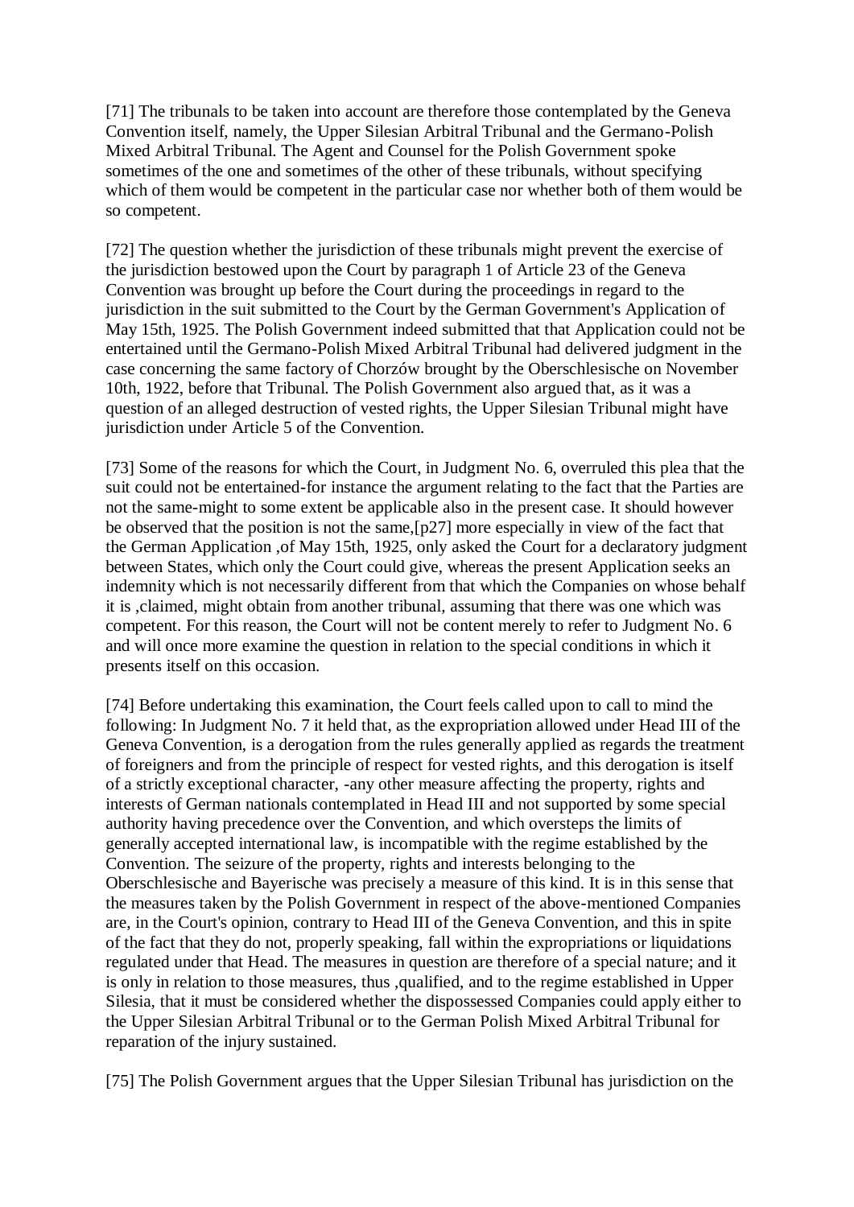[71] The tribunals to be taken into account are therefore those contemplated by the Geneva Convention itself, namely, the Upper Silesian Arbitral Tribunal and the Germano-Polish Mixed Arbitral Tribunal. The Agent and Counsel for the Polish Government spoke sometimes of the one and sometimes of the other of these tribunals, without specifying which of them would be competent in the particular case nor whether both of them would be so competent.

[72] The question whether the jurisdiction of these tribunals might prevent the exercise of the jurisdiction bestowed upon the Court by paragraph 1 of Article 23 of the Geneva Convention was brought up before the Court during the proceedings in regard to the jurisdiction in the suit submitted to the Court by the German Government's Application of May 15th, 1925. The Polish Government indeed submitted that that Application could not be entertained until the Germano-Polish Mixed Arbitral Tribunal had delivered judgment in the case concerning the same factory of Chorzów brought by the Oberschlesische on November 10th, 1922, before that Tribunal. The Polish Government also argued that, as it was a question of an alleged destruction of vested rights, the Upper Silesian Tribunal might have jurisdiction under Article 5 of the Convention.

[73] Some of the reasons for which the Court, in Judgment No. 6, overruled this plea that the suit could not be entertained-for instance the argument relating to the fact that the Parties are not the same-might to some extent be applicable also in the present case. It should however be observed that the position is not the same,[p27] more especially in view of the fact that the German Application ,of May 15th, 1925, only asked the Court for a declaratory judgment between States, which only the Court could give, whereas the present Application seeks an indemnity which is not necessarily different from that which the Companies on whose behalf it is ,claimed, might obtain from another tribunal, assuming that there was one which was competent. For this reason, the Court will not be content merely to refer to Judgment No. 6 and will once more examine the question in relation to the special conditions in which it presents itself on this occasion.

[74] Before undertaking this examination, the Court feels called upon to call to mind the following: In Judgment No. 7 it held that, as the expropriation allowed under Head III of the Geneva Convention, is a derogation from the rules generally applied as regards the treatment of foreigners and from the principle of respect for vested rights, and this derogation is itself of a strictly exceptional character, -any other measure affecting the property, rights and interests of German nationals contemplated in Head III and not supported by some special authority having precedence over the Convention, and which oversteps the limits of generally accepted international law, is incompatible with the regime established by the Convention. The seizure of the property, rights and interests belonging to the Oberschlesische and Bayerische was precisely a measure of this kind. It is in this sense that the measures taken by the Polish Government in respect of the above-mentioned Companies are, in the Court's opinion, contrary to Head III of the Geneva Convention, and this in spite of the fact that they do not, properly speaking, fall within the expropriations or liquidations regulated under that Head. The measures in question are therefore of a special nature; and it is only in relation to those measures, thus ,qualified, and to the regime established in Upper Silesia, that it must be considered whether the dispossessed Companies could apply either to the Upper Silesian Arbitral Tribunal or to the German Polish Mixed Arbitral Tribunal for reparation of the injury sustained.

[75] The Polish Government argues that the Upper Silesian Tribunal has jurisdiction on the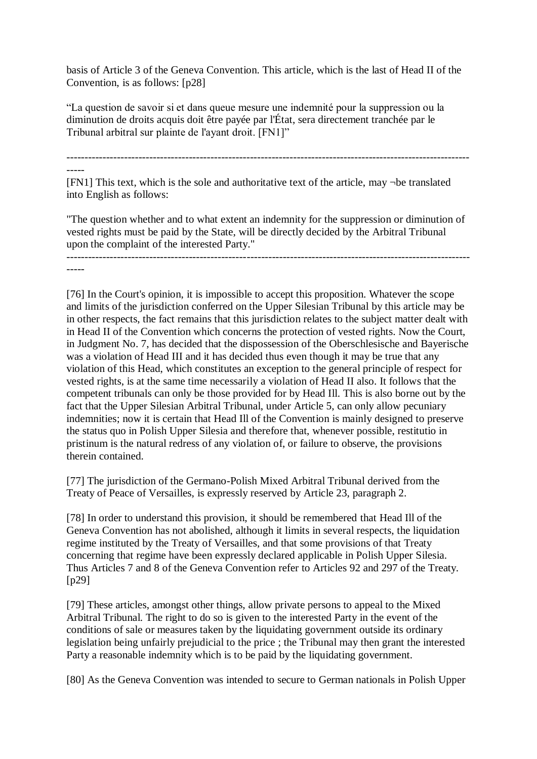basis of Article 3 of the Geneva Convention. This article, which is the last of Head II of the Convention, is as follows: [p28]

"La question de savoir si et dans queue mesure une indemnité pour la suppression ou la diminution de droits acquis doit être payée par l'État, sera directement tranchée par le Tribunal arbitral sur plainte de l'ayant droit. [FN1]"

---

[FN1] This text, which is the sole and authoritative text of the article, may ¬be translated into English as follows:

"The question whether and to what extent an indemnity for the suppression or diminution of vested rights must be paid by the State, will be directly decided by the Arbitral Tribunal upon the complaint of the interested Party."

---

[76] In the Court's opinion, it is impossible to accept this proposition. Whatever the scope and limits of the jurisdiction conferred on the Upper Silesian Tribunal by this article may be in other respects, the fact remains that this jurisdiction relates to the subject matter dealt with in Head II of the Convention which concerns the protection of vested rights. Now the Court, in Judgment No. 7, has decided that the dispossession of the Oberschlesische and Bayerische was a violation of Head III and it has decided thus even though it may be true that any violation of this Head, which constitutes an exception to the general principle of respect for vested rights, is at the same time necessarily a violation of Head II also. It follows that the competent tribunals can only be those provided for by Head Ill. This is also borne out by the fact that the Upper Silesian Arbitral Tribunal, under Article 5, can only allow pecuniary indemnities; now it is certain that Head Ill of the Convention is mainly designed to preserve the status quo in Polish Upper Silesia and therefore that, whenever possible, restitutio in pristinum is the natural redress of any violation of, or failure to observe, the provisions therein contained.

[77] The jurisdiction of the Germano-Polish Mixed Arbitral Tribunal derived from the Treaty of Peace of Versailles, is expressly reserved by Article 23, paragraph 2.

[78] In order to understand this provision, it should be remembered that Head Ill of the Geneva Convention has not abolished, although it limits in several respects, the liquidation regime instituted by the Treaty of Versailles, and that some provisions of that Treaty concerning that regime have been expressly declared applicable in Polish Upper Silesia. Thus Articles 7 and 8 of the Geneva Convention refer to Articles 92 and 297 of the Treaty. [p29]

[79] These articles, amongst other things, allow private persons to appeal to the Mixed Arbitral Tribunal. The right to do so is given to the interested Party in the event of the conditions of sale or measures taken by the liquidating government outside its ordinary legislation being unfairly prejudicial to the price ; the Tribunal may then grant the interested Party a reasonable indemnity which is to be paid by the liquidating government.

[80] As the Geneva Convention was intended to secure to German nationals in Polish Upper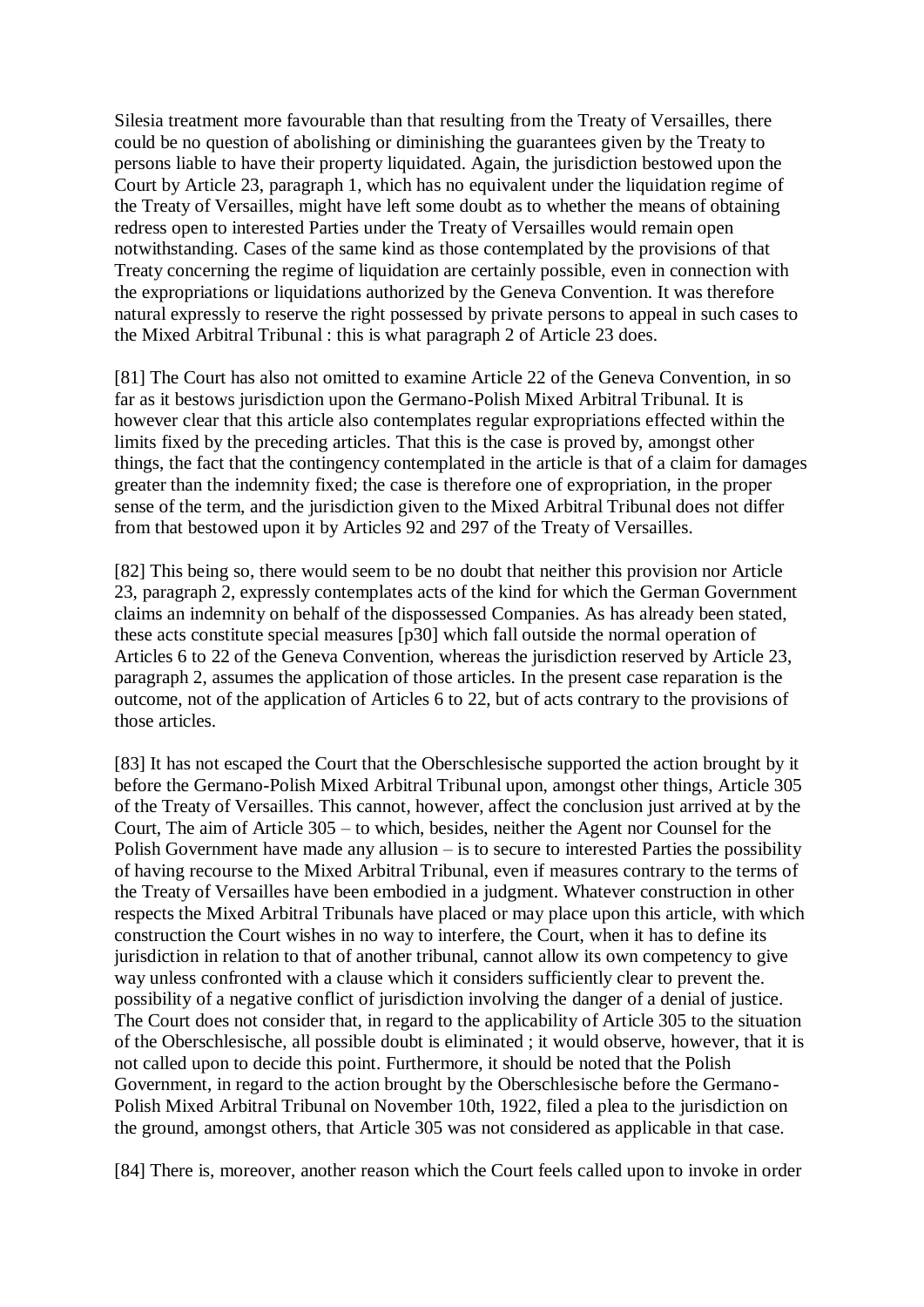Silesia treatment more favourable than that resulting from the Treaty of Versailles, there could be no question of abolishing or diminishing the guarantees given by the Treaty to persons liable to have their property liquidated. Again, the jurisdiction bestowed upon the Court by Article 23, paragraph 1, which has no equivalent under the liquidation regime of the Treaty of Versailles, might have left some doubt as to whether the means of obtaining redress open to interested Parties under the Treaty of Versailles would remain open notwithstanding. Cases of the same kind as those contemplated by the provisions of that Treaty concerning the regime of liquidation are certainly possible, even in connection with the expropriations or liquidations authorized by the Geneva Convention. It was therefore natural expressly to reserve the right possessed by private persons to appeal in such cases to the Mixed Arbitral Tribunal : this is what paragraph 2 of Article 23 does.

[81] The Court has also not omitted to examine Article 22 of the Geneva Convention, in so far as it bestows jurisdiction upon the Germano-Polish Mixed Arbitral Tribunal. It is however clear that this article also contemplates regular expropriations effected within the limits fixed by the preceding articles. That this is the case is proved by, amongst other things, the fact that the contingency contemplated in the article is that of a claim for damages greater than the indemnity fixed; the case is therefore one of expropriation, in the proper sense of the term, and the jurisdiction given to the Mixed Arbitral Tribunal does not differ from that bestowed upon it by Articles 92 and 297 of the Treaty of Versailles.

[82] This being so, there would seem to be no doubt that neither this provision nor Article 23, paragraph 2, expressly contemplates acts of the kind for which the German Government claims an indemnity on behalf of the dispossessed Companies. As has already been stated, these acts constitute special measures [p30] which fall outside the normal operation of Articles 6 to 22 of the Geneva Convention, whereas the jurisdiction reserved by Article 23, paragraph 2, assumes the application of those articles. In the present case reparation is the outcome, not of the application of Articles 6 to 22, but of acts contrary to the provisions of those articles.

[83] It has not escaped the Court that the Oberschlesische supported the action brought by it before the Germano-Polish Mixed Arbitral Tribunal upon, amongst other things, Article 305 of the Treaty of Versailles. This cannot, however, affect the conclusion just arrived at by the Court, The aim of Article 305 – to which, besides, neither the Agent nor Counsel for the Polish Government have made any allusion – is to secure to interested Parties the possibility of having recourse to the Mixed Arbitral Tribunal, even if measures contrary to the terms of the Treaty of Versailles have been embodied in a judgment. Whatever construction in other respects the Mixed Arbitral Tribunals have placed or may place upon this article, with which construction the Court wishes in no way to interfere, the Court, when it has to define its jurisdiction in relation to that of another tribunal, cannot allow its own competency to give way unless confronted with a clause which it considers sufficiently clear to prevent the. possibility of a negative conflict of jurisdiction involving the danger of a denial of justice. The Court does not consider that, in regard to the applicability of Article 305 to the situation of the Oberschlesische, all possible doubt is eliminated ; it would observe, however, that it is not called upon to decide this point. Furthermore, it should be noted that the Polish Government, in regard to the action brought by the Oberschlesische before the Germano-Polish Mixed Arbitral Tribunal on November 10th, 1922, filed a plea to the jurisdiction on the ground, amongst others, that Article 305 was not considered as applicable in that case.

[84] There is, moreover, another reason which the Court feels called upon to invoke in order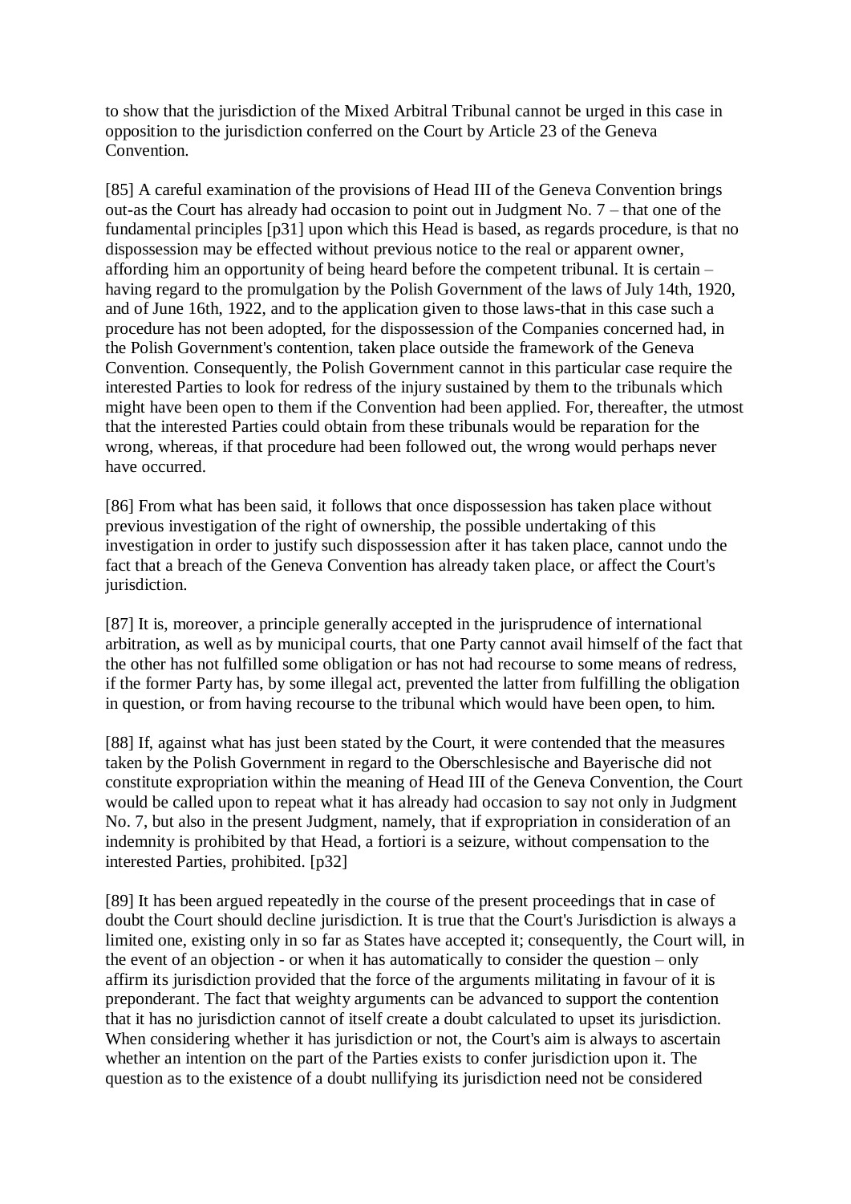to show that the jurisdiction of the Mixed Arbitral Tribunal cannot be urged in this case in opposition to the jurisdiction conferred on the Court by Article 23 of the Geneva Convention.

[85] A careful examination of the provisions of Head III of the Geneva Convention brings out-as the Court has already had occasion to point out in Judgment No. 7 – that one of the fundamental principles [p31] upon which this Head is based, as regards procedure, is that no dispossession may be effected without previous notice to the real or apparent owner, affording him an opportunity of being heard before the competent tribunal. It is certain – having regard to the promulgation by the Polish Government of the laws of July 14th, 1920, and of June 16th, 1922, and to the application given to those laws-that in this case such a procedure has not been adopted, for the dispossession of the Companies concerned had, in the Polish Government's contention, taken place outside the framework of the Geneva Convention. Consequently, the Polish Government cannot in this particular case require the interested Parties to look for redress of the injury sustained by them to the tribunals which might have been open to them if the Convention had been applied. For, thereafter, the utmost that the interested Parties could obtain from these tribunals would be reparation for the wrong, whereas, if that procedure had been followed out, the wrong would perhaps never have occurred.

[86] From what has been said, it follows that once dispossession has taken place without previous investigation of the right of ownership, the possible undertaking of this investigation in order to justify such dispossession after it has taken place, cannot undo the fact that a breach of the Geneva Convention has already taken place, or affect the Court's jurisdiction.

[87] It is, moreover, a principle generally accepted in the jurisprudence of international arbitration, as well as by municipal courts, that one Party cannot avail himself of the fact that the other has not fulfilled some obligation or has not had recourse to some means of redress, if the former Party has, by some illegal act, prevented the latter from fulfilling the obligation in question, or from having recourse to the tribunal which would have been open, to him.

[88] If, against what has just been stated by the Court, it were contended that the measures taken by the Polish Government in regard to the Oberschlesische and Bayerische did not constitute expropriation within the meaning of Head III of the Geneva Convention, the Court would be called upon to repeat what it has already had occasion to say not only in Judgment No. 7, but also in the present Judgment, namely, that if expropriation in consideration of an indemnity is prohibited by that Head, a fortiori is a seizure, without compensation to the interested Parties, prohibited. [p32]

[89] It has been argued repeatedly in the course of the present proceedings that in case of doubt the Court should decline jurisdiction. It is true that the Court's Jurisdiction is always a limited one, existing only in so far as States have accepted it; consequently, the Court will, in the event of an objection - or when it has automatically to consider the question – only affirm its jurisdiction provided that the force of the arguments militating in favour of it is preponderant. The fact that weighty arguments can be advanced to support the contention that it has no jurisdiction cannot of itself create a doubt calculated to upset its jurisdiction. When considering whether it has jurisdiction or not, the Court's aim is always to ascertain whether an intention on the part of the Parties exists to confer jurisdiction upon it. The question as to the existence of a doubt nullifying its jurisdiction need not be considered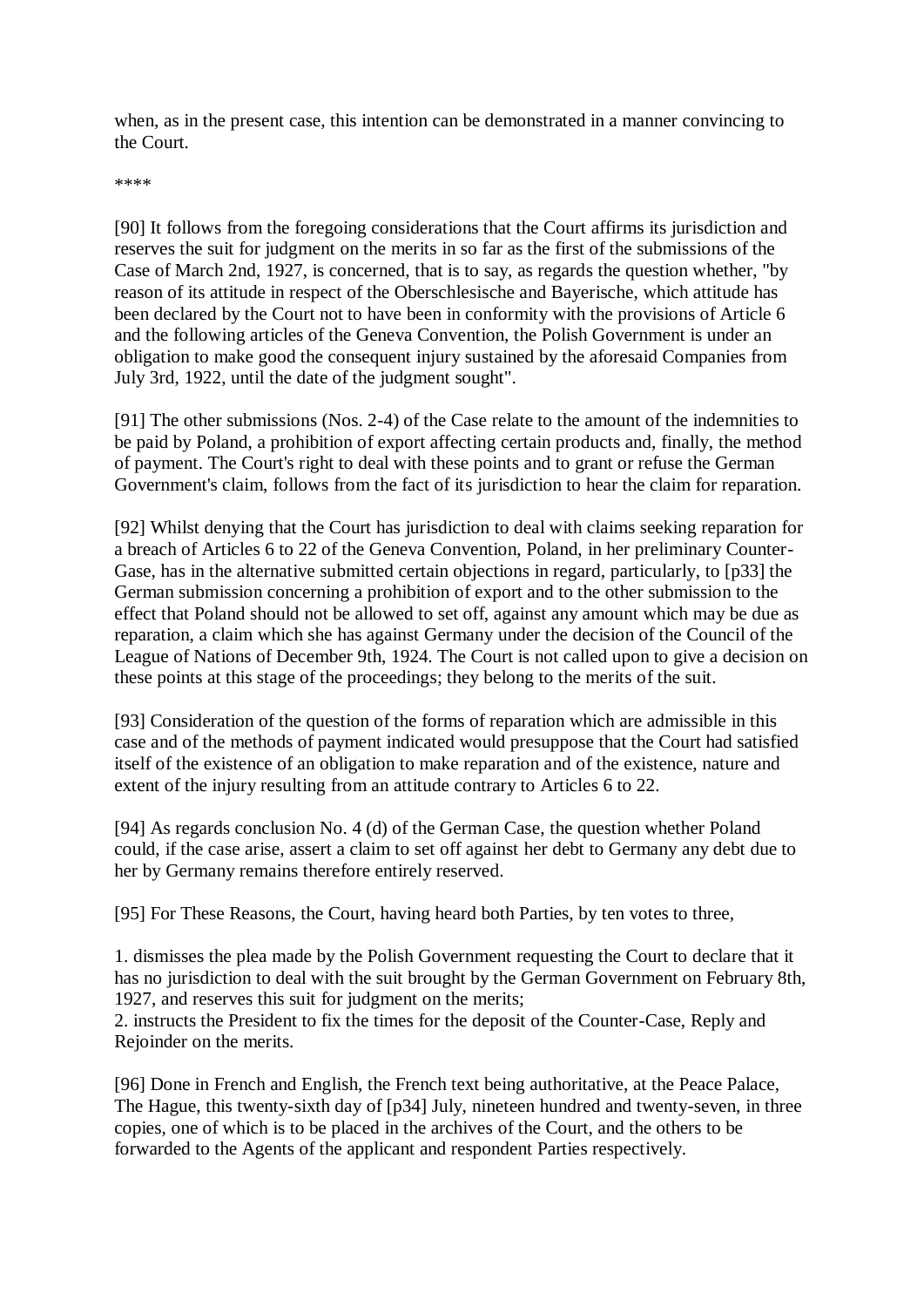when, as in the present case, this intention can be demonstrated in a manner convincing to the Court.

****

[90] It follows from the foregoing considerations that the Court affirms its jurisdiction and reserves the suit for judgment on the merits in so far as the first of the submissions of the Case of March 2nd, 1927, is concerned, that is to say, as regards the question whether, "by reason of its attitude in respect of the Oberschlesische and Bayerische, which attitude has been declared by the Court not to have been in conformity with the provisions of Article 6 and the following articles of the Geneva Convention, the Polish Government is under an obligation to make good the consequent injury sustained by the aforesaid Companies from July 3rd, 1922, until the date of the judgment sought".

[91] The other submissions (Nos. 2-4) of the Case relate to the amount of the indemnities to be paid by Poland, a prohibition of export affecting certain products and, finally, the method of payment. The Court's right to deal with these points and to grant or refuse the German Government's claim, follows from the fact of its jurisdiction to hear the claim for reparation.

[92] Whilst denying that the Court has jurisdiction to deal with claims seeking reparation for a breach of Articles 6 to 22 of the Geneva Convention, Poland, in her preliminary Counter-Gase, has in the alternative submitted certain objections in regard, particularly, to [p33] the German submission concerning a prohibition of export and to the other submission to the effect that Poland should not be allowed to set off, against any amount which may be due as reparation, a claim which she has against Germany under the decision of the Council of the League of Nations of December 9th, 1924. The Court is not called upon to give a decision on these points at this stage of the proceedings; they belong to the merits of the suit.

[93] Consideration of the question of the forms of reparation which are admissible in this case and of the methods of payment indicated would presuppose that the Court had satisfied itself of the existence of an obligation to make reparation and of the existence, nature and extent of the injury resulting from an attitude contrary to Articles 6 to 22.

[94] As regards conclusion No. 4 (d) of the German Case, the question whether Poland could, if the case arise, assert a claim to set off against her debt to Germany any debt due to her by Germany remains therefore entirely reserved.

[95] For These Reasons, the Court, having heard both Parties, by ten votes to three,

1. dismisses the plea made by the Polish Government requesting the Court to declare that it has no jurisdiction to deal with the suit brought by the German Government on February 8th, 1927, and reserves this suit for judgment on the merits;
2. instructs the President to fix the times for the deposit of the Counter-Case, Reply and Rejoinder on the merits.

[96] Done in French and English, the French text being authoritative, at the Peace Palace, The Hague, this twenty-sixth day of [p34] July, nineteen hundred and twenty-seven, in three copies, one of which is to be placed in the archives of the Court, and the others to be forwarded to the Agents of the applicant and respondent Parties respectively.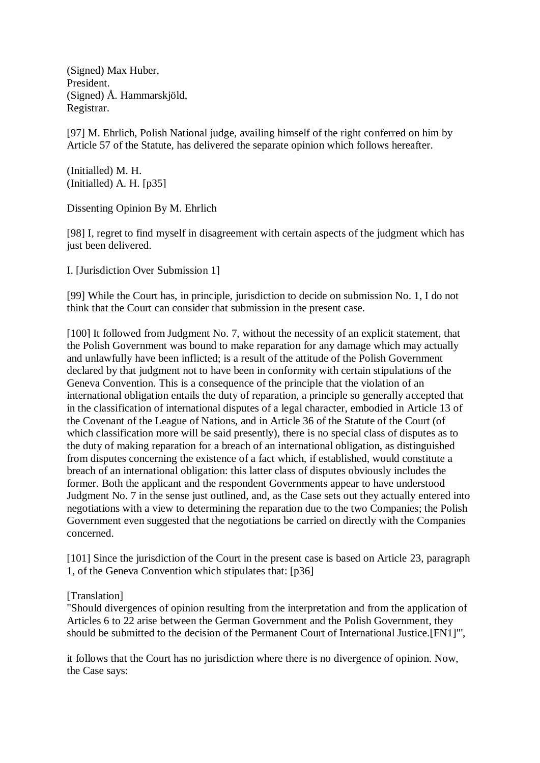(Signed) Max Huber,
President.
(Signed) Å. Hammarskjöld,
Registrar.

[97] M. Ehrlich, Polish National judge, availing himself of the right conferred on him by Article 57 of the Statute, has delivered the separate opinion which follows hereafter.

(Initialled) M. H.
(Initialled) A. H. [p35]

Dissenting Opinion By M. Ehrlich

[98] I, regret to find myself in disagreement with certain aspects of the judgment which has just been delivered.

I. [Jurisdiction Over Submission 1]

[99] While the Court has, in principle, jurisdiction to decide on submission No. 1, I do not think that the Court can consider that submission in the present case.

[100] It followed from Judgment No. 7, without the necessity of an explicit statement, that the Polish Government was bound to make reparation for any damage which may actually and unlawfully have been inflicted; is a result of the attitude of the Polish Government declared by that judgment not to have been in conformity with certain stipulations of the Geneva Convention. This is a consequence of the principle that the violation of an international obligation entails the duty of reparation, a principle so generally accepted that in the classification of international disputes of a legal character, embodied in Article 13 of the Covenant of the League of Nations, and in Article 36 of the Statute of the Court (of which classification more will be said presently), there is no special class of disputes as to the duty of making reparation for a breach of an international obligation, as distinguished from disputes concerning the existence of a fact which, if established, would constitute a breach of an international obligation: this latter class of disputes obviously includes the former. Both the applicant and the respondent Governments appear to have understood Judgment No. 7 in the sense just outlined, and, as the Case sets out they actually entered into negotiations with a view to determining the reparation due to the two Companies; the Polish Government even suggested that the negotiations be carried on directly with the Companies concerned.

[101] Since the jurisdiction of the Court in the present case is based on Article 23, paragraph 1, of the Geneva Convention which stipulates that: [p36]

[Translation]
"Should divergences of opinion resulting from the interpretation and from the application of Articles 6 to 22 arise between the German Government and the Polish Government, they should be submitted to the decision of the Permanent Court of International Justice.[FN1]"',

it follows that the Court has no jurisdiction where there is no divergence of opinion. Now, the Case says: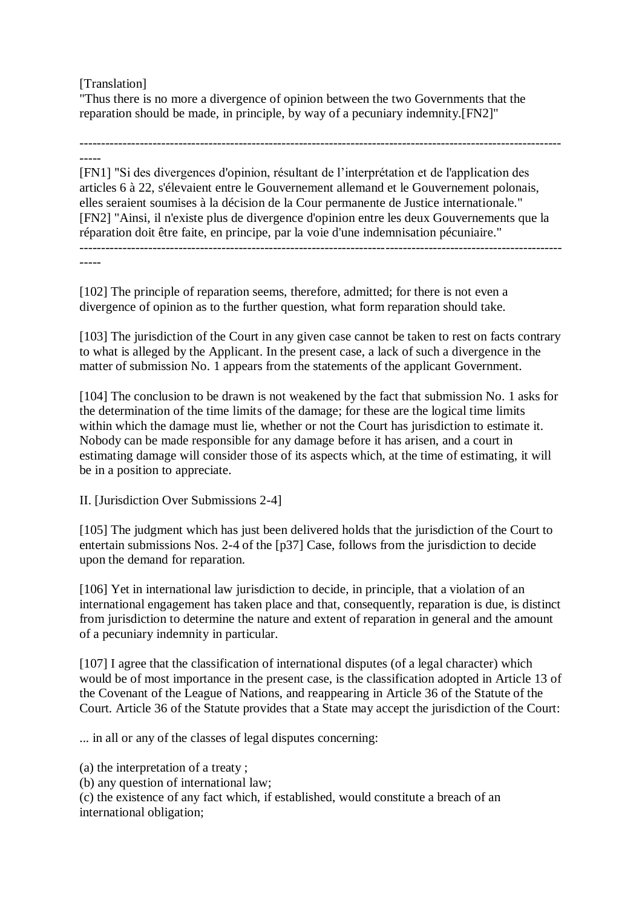[Translation]
"Thus there is no more a divergence of opinion between the two Governments that the reparation should be made, in principle, by way of a pecuniary indemnity.[FN2]"

---

[FN1] "Si des divergences d'opinion, résultant de l'interprétation et de l'application des articles 6 à 22, s'élevaient entre le Gouvernement allemand et le Gouvernement polonais, elles seraient soumises à la décision de la Cour permanente de Justice internationale."
[FN2] "Ainsi, il n'existe plus de divergence d'opinion entre les deux Gouvernements que la réparation doit être faite, en principe, par la voie d'une indemnisation pécuniaire."

---

[102] The principle of reparation seems, therefore, admitted; for there is not even a divergence of opinion as to the further question, what form reparation should take.

[103] The jurisdiction of the Court in any given case cannot be taken to rest on facts contrary to what is alleged by the Applicant. In the present case, a lack of such a divergence in the matter of submission No. 1 appears from the statements of the applicant Government.

[104] The conclusion to be drawn is not weakened by the fact that submission No. 1 asks for the determination of the time limits of the damage; for these are the logical time limits within which the damage must lie, whether or not the Court has jurisdiction to estimate it. Nobody can be made responsible for any damage before it has arisen, and a court in estimating damage will consider those of its aspects which, at the time of estimating, it will be in a position to appreciate.

II. [Jurisdiction Over Submissions 2-4]

[105] The judgment which has just been delivered holds that the jurisdiction of the Court to entertain submissions Nos. 2-4 of the [p37] Case, follows from the jurisdiction to decide upon the demand for reparation.

[106] Yet in international law jurisdiction to decide, in principle, that a violation of an international engagement has taken place and that, consequently, reparation is due, is distinct from jurisdiction to determine the nature and extent of reparation in general and the amount of a pecuniary indemnity in particular.

[107] I agree that the classification of international disputes (of a legal character) which would be of most importance in the present case, is the classification adopted in Article 13 of the Covenant of the League of Nations, and reappearing in Article 36 of the Statute of the Court. Article 36 of the Statute provides that a State may accept the jurisdiction of the Court:

... in all or any of the classes of legal disputes concerning:

(a) the interpretation of a treaty ;
(b) any question of international law;
(c) the existence of any fact which, if established, would constitute a breach of an international obligation;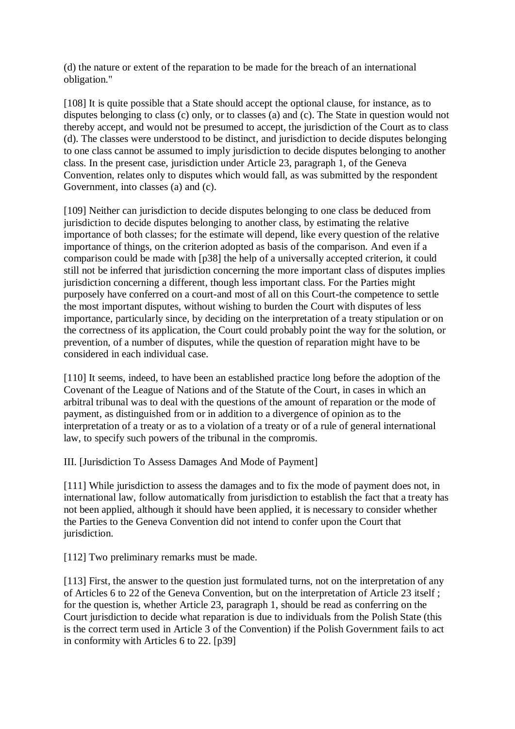(d) the nature or extent of the reparation to be made for the breach of an international obligation."

[108] It is quite possible that a State should accept the optional clause, for instance, as to disputes belonging to class (c) only, or to classes (a) and (c). The State in question would not thereby accept, and would not be presumed to accept, the jurisdiction of the Court as to class (d). The classes were understood to be distinct, and jurisdiction to decide disputes belonging to one class cannot be assumed to imply jurisdiction to decide disputes belonging to another class. In the present case, jurisdiction under Article 23, paragraph 1, of the Geneva Convention, relates only to disputes which would fall, as was submitted by the respondent Government, into classes (a) and (c).

[109] Neither can jurisdiction to decide disputes belonging to one class be deduced from jurisdiction to decide disputes belonging to another class, by estimating the relative importance of both classes; for the estimate will depend, like every question of the relative importance of things, on the criterion adopted as basis of the comparison. And even if a comparison could be made with [p38] the help of a universally accepted criterion, it could still not be inferred that jurisdiction concerning the more important class of disputes implies jurisdiction concerning a different, though less important class. For the Parties might purposely have conferred on a court-and most of all on this Court-the competence to settle the most important disputes, without wishing to burden the Court with disputes of less importance, particularly since, by deciding on the interpretation of a treaty stipulation or on the correctness of its application, the Court could probably point the way for the solution, or prevention, of a number of disputes, while the question of reparation might have to be considered in each individual case.

[110] It seems, indeed, to have been an established practice long before the adoption of the Covenant of the League of Nations and of the Statute of the Court, in cases in which an arbitral tribunal was to deal with the questions of the amount of reparation or the mode of payment, as distinguished from or in addition to a divergence of opinion as to the interpretation of a treaty or as to a violation of a treaty or of a rule of general international law, to specify such powers of the tribunal in the compromis.

III. [Jurisdiction To Assess Damages And Mode of Payment]

[111] While jurisdiction to assess the damages and to fix the mode of payment does not, in international law, follow automatically from jurisdiction to establish the fact that a treaty has not been applied, although it should have been applied, it is necessary to consider whether the Parties to the Geneva Convention did not intend to confer upon the Court that jurisdiction.

[112] Two preliminary remarks must be made.

[113] First, the answer to the question just formulated turns, not on the interpretation of any of Articles 6 to 22 of the Geneva Convention, but on the interpretation of Article 23 itself ; for the question is, whether Article 23, paragraph 1, should be read as conferring on the Court jurisdiction to decide what reparation is due to individuals from the Polish State (this is the correct term used in Article 3 of the Convention) if the Polish Government fails to act in conformity with Articles 6 to 22. [p39]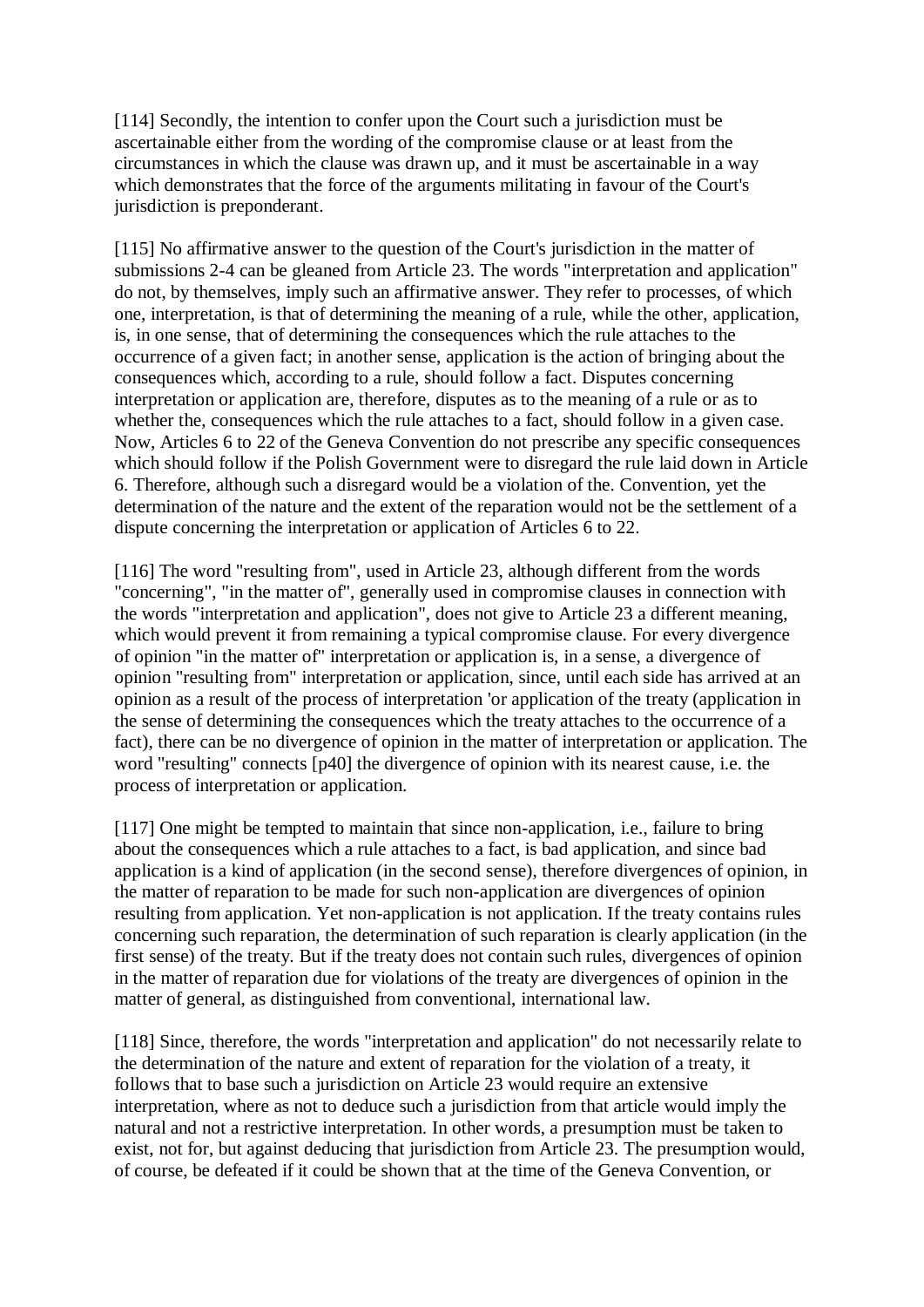[114] Secondly, the intention to confer upon the Court such a jurisdiction must be ascertainable either from the wording of the compromise clause or at least from the circumstances in which the clause was drawn up, and it must be ascertainable in a way which demonstrates that the force of the arguments militating in favour of the Court's jurisdiction is preponderant.

[115] No affirmative answer to the question of the Court's jurisdiction in the matter of submissions 2-4 can be gleaned from Article 23. The words "interpretation and application" do not, by themselves, imply such an affirmative answer. They refer to processes, of which one, interpretation, is that of determining the meaning of a rule, while the other, application, is, in one sense, that of determining the consequences which the rule attaches to the occurrence of a given fact; in another sense, application is the action of bringing about the consequences which, according to a rule, should follow a fact. Disputes concerning interpretation or application are, therefore, disputes as to the meaning of a rule or as to whether the, consequences which the rule attaches to a fact, should follow in a given case. Now, Articles 6 to 22 of the Geneva Convention do not prescribe any specific consequences which should follow if the Polish Government were to disregard the rule laid down in Article 6. Therefore, although such a disregard would be a violation of the. Convention, yet the determination of the nature and the extent of the reparation would not be the settlement of a dispute concerning the interpretation or application of Articles 6 to 22.

[116] The word "resulting from", used in Article 23, although different from the words "concerning", "in the matter of", generally used in compromise clauses in connection with the words "interpretation and application", does not give to Article 23 a different meaning, which would prevent it from remaining a typical compromise clause. For every divergence of opinion "in the matter of" interpretation or application is, in a sense, a divergence of opinion "resulting from" interpretation or application, since, until each side has arrived at an opinion as a result of the process of interpretation 'or application of the treaty (application in the sense of determining the consequences which the treaty attaches to the occurrence of a fact), there can be no divergence of opinion in the matter of interpretation or application. The word "resulting" connects [p40] the divergence of opinion with its nearest cause, i.e. the process of interpretation or application.

[117] One might be tempted to maintain that since non-application, i.e., failure to bring about the consequences which a rule attaches to a fact, is bad application, and since bad application is a kind of application (in the second sense), therefore divergences of opinion, in the matter of reparation to be made for such non-application are divergences of opinion resulting from application. Yet non-application is not application. If the treaty contains rules concerning such reparation, the determination of such reparation is clearly application (in the first sense) of the treaty. But if the treaty does not contain such rules, divergences of opinion in the matter of reparation due for violations of the treaty are divergences of opinion in the matter of general, as distinguished from conventional, international law.

[118] Since, therefore, the words "interpretation and application" do not necessarily relate to the determination of the nature and extent of reparation for the violation of a treaty, it follows that to base such a jurisdiction on Article 23 would require an extensive interpretation, where as not to deduce such a jurisdiction from that article would imply the natural and not a restrictive interpretation. In other words, a presumption must be taken to exist, not for, but against deducing that jurisdiction from Article 23. The presumption would, of course, be defeated if it could be shown that at the time of the Geneva Convention, or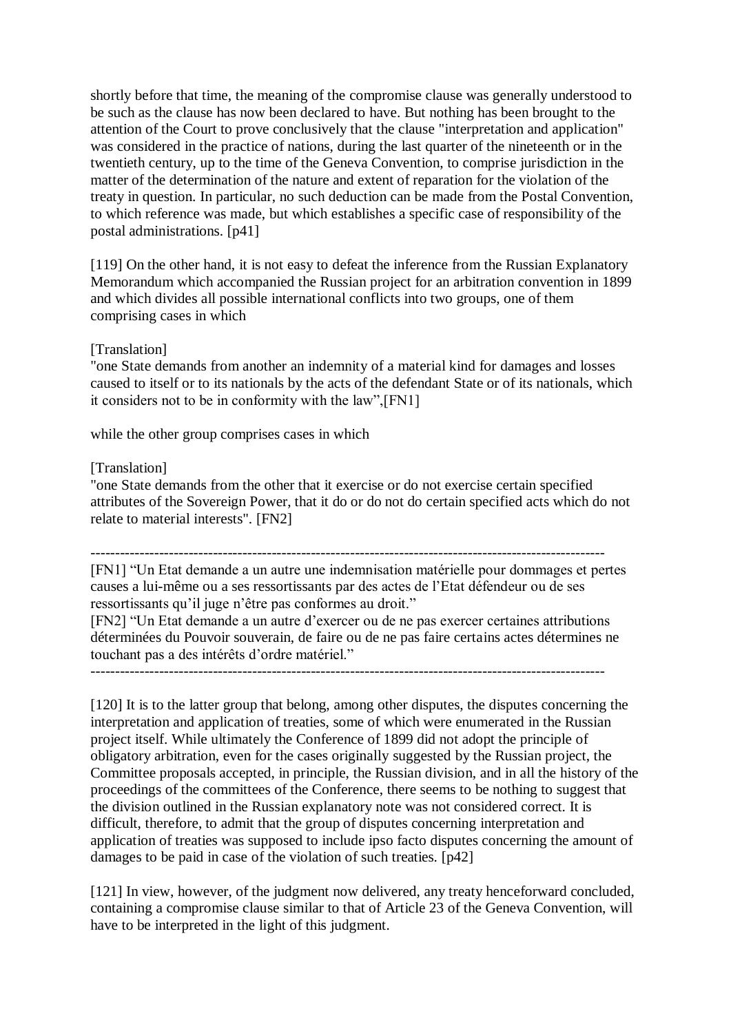shortly before that time, the meaning of the compromise clause was generally understood to be such as the clause has now been declared to have. But nothing has been brought to the attention of the Court to prove conclusively that the clause "interpretation and application" was considered in the practice of nations, during the last quarter of the nineteenth or in the twentieth century, up to the time of the Geneva Convention, to comprise jurisdiction in the matter of the determination of the nature and extent of reparation for the violation of the treaty in question. In particular, no such deduction can be made from the Postal Convention, to which reference was made, but which establishes a specific case of responsibility of the postal administrations. [p41]

[119] On the other hand, it is not easy to defeat the inference from the Russian Explanatory Memorandum which accompanied the Russian project for an arbitration convention in 1899 and which divides all possible international conflicts into two groups, one of them comprising cases in which

[Translation]
"one State demands from another an indemnity of a material kind for damages and losses caused to itself or to its nationals by the acts of the defendant State or of its nationals, which it considers not to be in conformity with the law",[FN1]

while the other group comprises cases in which

[Translation]
"one State demands from the other that it exercise or do not exercise certain specified attributes of the Sovereign Power, that it do or do not do certain specified acts which do not relate to material interests". [FN2]

---------------------------------------------------------------------------------------------------------

[FN1] "Un Etat demande a un autre une indemnisation matérielle pour dommages et pertes causes a lui-même ou a ses ressortissants par des actes de l'Etat défendeur ou de ses ressortissants qu'il juge n'être pas conformes au droit."
[FN2] "Un Etat demande a un autre d'exercer ou de ne pas exercer certaines attributions déterminées du Pouvoir souverain, de faire ou de ne pas faire certains actes détermines ne touchant pas a des intérêts d'ordre matériel."

---------------------------------------------------------------------------------------------------------

[120] It is to the latter group that belong, among other disputes, the disputes concerning the interpretation and application of treaties, some of which were enumerated in the Russian project itself. While ultimately the Conference of 1899 did not adopt the principle of obligatory arbitration, even for the cases originally suggested by the Russian project, the Committee proposals accepted, in principle, the Russian division, and in all the history of the proceedings of the committees of the Conference, there seems to be nothing to suggest that the division outlined in the Russian explanatory note was not considered correct. It is difficult, therefore, to admit that the group of disputes concerning interpretation and application of treaties was supposed to include ipso facto disputes concerning the amount of damages to be paid in case of the violation of such treaties. [p42]

[121] In view, however, of the judgment now delivered, any treaty henceforward concluded, containing a compromise clause similar to that of Article 23 of the Geneva Convention, will have to be interpreted in the light of this judgment.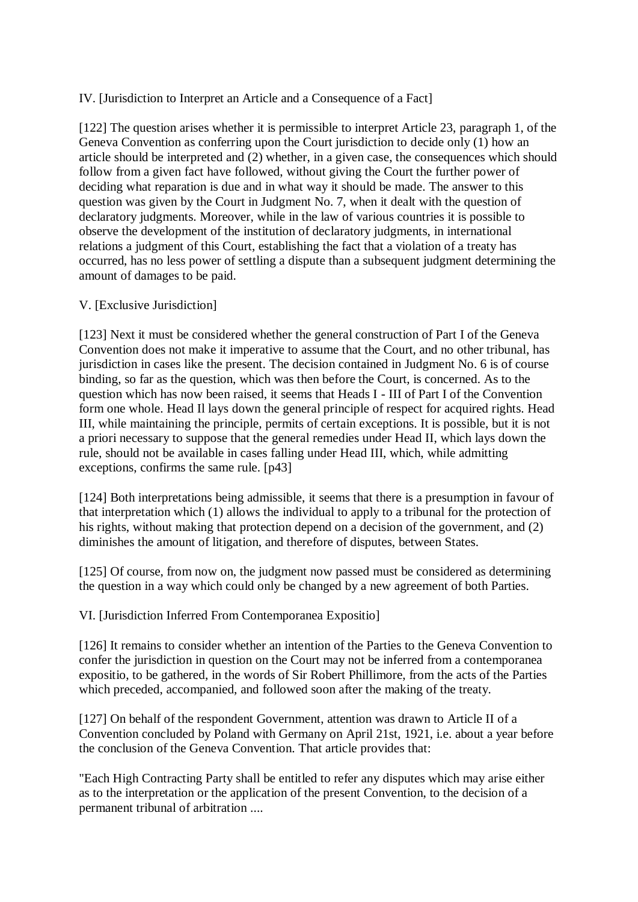IV. [Jurisdiction to Interpret an Article and a Consequence of a Fact]

[122] The question arises whether it is permissible to interpret Article 23, paragraph 1, of the Geneva Convention as conferring upon the Court jurisdiction to decide only (1) how an article should be interpreted and (2) whether, in a given case, the consequences which should follow from a given fact have followed, without giving the Court the further power of deciding what reparation is due and in what way it should be made. The answer to this question was given by the Court in Judgment No. 7, when it dealt with the question of declaratory judgments. Moreover, while in the law of various countries it is possible to observe the development of the institution of declaratory judgments, in international relations a judgment of this Court, establishing the fact that a violation of a treaty has occurred, has no less power of settling a dispute than a subsequent judgment determining the amount of damages to be paid.

V. [Exclusive Jurisdiction]

[123] Next it must be considered whether the general construction of Part I of the Geneva Convention does not make it imperative to assume that the Court, and no other tribunal, has jurisdiction in cases like the present. The decision contained in Judgment No. 6 is of course binding, so far as the question, which was then before the Court, is concerned. As to the question which has now been raised, it seems that Heads I - III of Part I of the Convention form one whole. Head Il lays down the general principle of respect for acquired rights. Head III, while maintaining the principle, permits of certain exceptions. It is possible, but it is not a priori necessary to suppose that the general remedies under Head II, which lays down the rule, should not be available in cases falling under Head III, which, while admitting exceptions, confirms the same rule. [p43]

[124] Both interpretations being admissible, it seems that there is a presumption in favour of that interpretation which (1) allows the individual to apply to a tribunal for the protection of his rights, without making that protection depend on a decision of the government, and (2) diminishes the amount of litigation, and therefore of disputes, between States.

[125] Of course, from now on, the judgment now passed must be considered as determining the question in a way which could only be changed by a new agreement of both Parties.

VI. [Jurisdiction Inferred From Contemporanea Expositio]

[126] It remains to consider whether an intention of the Parties to the Geneva Convention to confer the jurisdiction in question on the Court may not be inferred from a contemporanea expositio, to be gathered, in the words of Sir Robert Phillimore, from the acts of the Parties which preceded, accompanied, and followed soon after the making of the treaty.

[127] On behalf of the respondent Government, attention was drawn to Article II of a Convention concluded by Poland with Germany on April 21st, 1921, i.e. about a year before the conclusion of the Geneva Convention. That article provides that:

"Each High Contracting Party shall be entitled to refer any disputes which may arise either as to the interpretation or the application of the present Convention, to the decision of a permanent tribunal of arbitration ....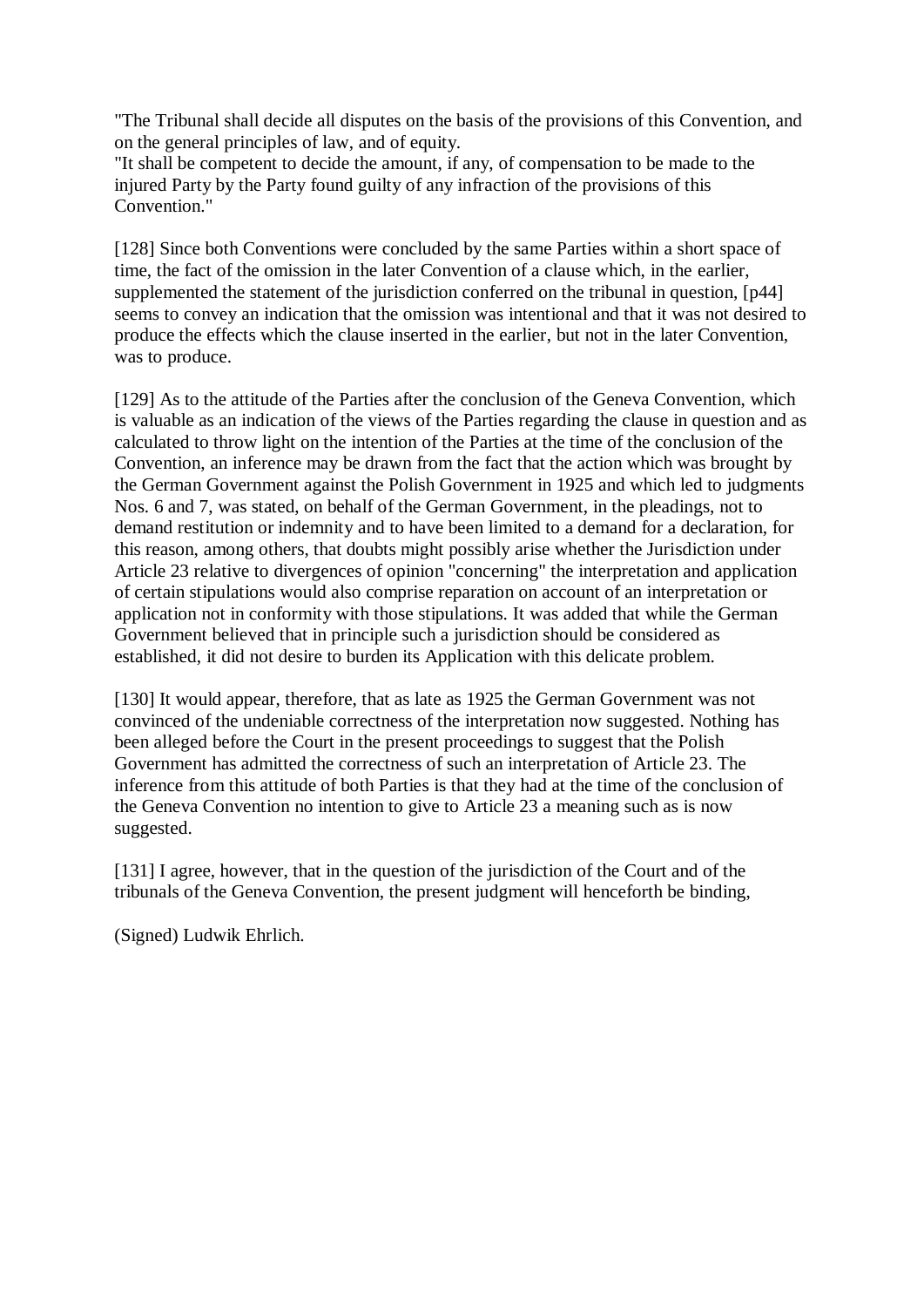"The Tribunal shall decide all disputes on the basis of the provisions of this Convention, and on the general principles of law, and of equity.
"It shall be competent to decide the amount, if any, of compensation to be made to the injured Party by the Party found guilty of any infraction of the provisions of this Convention."

[128] Since both Conventions were concluded by the same Parties within a short space of time, the fact of the omission in the later Convention of a clause which, in the earlier, supplemented the statement of the jurisdiction conferred on the tribunal in question, [p44] seems to convey an indication that the omission was intentional and that it was not desired to produce the effects which the clause inserted in the earlier, but not in the later Convention, was to produce.

[129] As to the attitude of the Parties after the conclusion of the Geneva Convention, which is valuable as an indication of the views of the Parties regarding the clause in question and as calculated to throw light on the intention of the Parties at the time of the conclusion of the Convention, an inference may be drawn from the fact that the action which was brought by the German Government against the Polish Government in 1925 and which led to judgments Nos. 6 and 7, was stated, on behalf of the German Government, in the pleadings, not to demand restitution or indemnity and to have been limited to a demand for a declaration, for this reason, among others, that doubts might possibly arise whether the Jurisdiction under Article 23 relative to divergences of opinion "concerning" the interpretation and application of certain stipulations would also comprise reparation on account of an interpretation or application not in conformity with those stipulations. It was added that while the German Government believed that in principle such a jurisdiction should be considered as established, it did not desire to burden its Application with this delicate problem.

[130] It would appear, therefore, that as late as 1925 the German Government was not convinced of the undeniable correctness of the interpretation now suggested. Nothing has been alleged before the Court in the present proceedings to suggest that the Polish Government has admitted the correctness of such an interpretation of Article 23. The inference from this attitude of both Parties is that they had at the time of the conclusion of the Geneva Convention no intention to give to Article 23 a meaning such as is now suggested.

[131] I agree, however, that in the question of the jurisdiction of the Court and of the tribunals of the Geneva Convention, the present judgment will henceforth be binding,

(Signed) Ludwik Ehrlich.